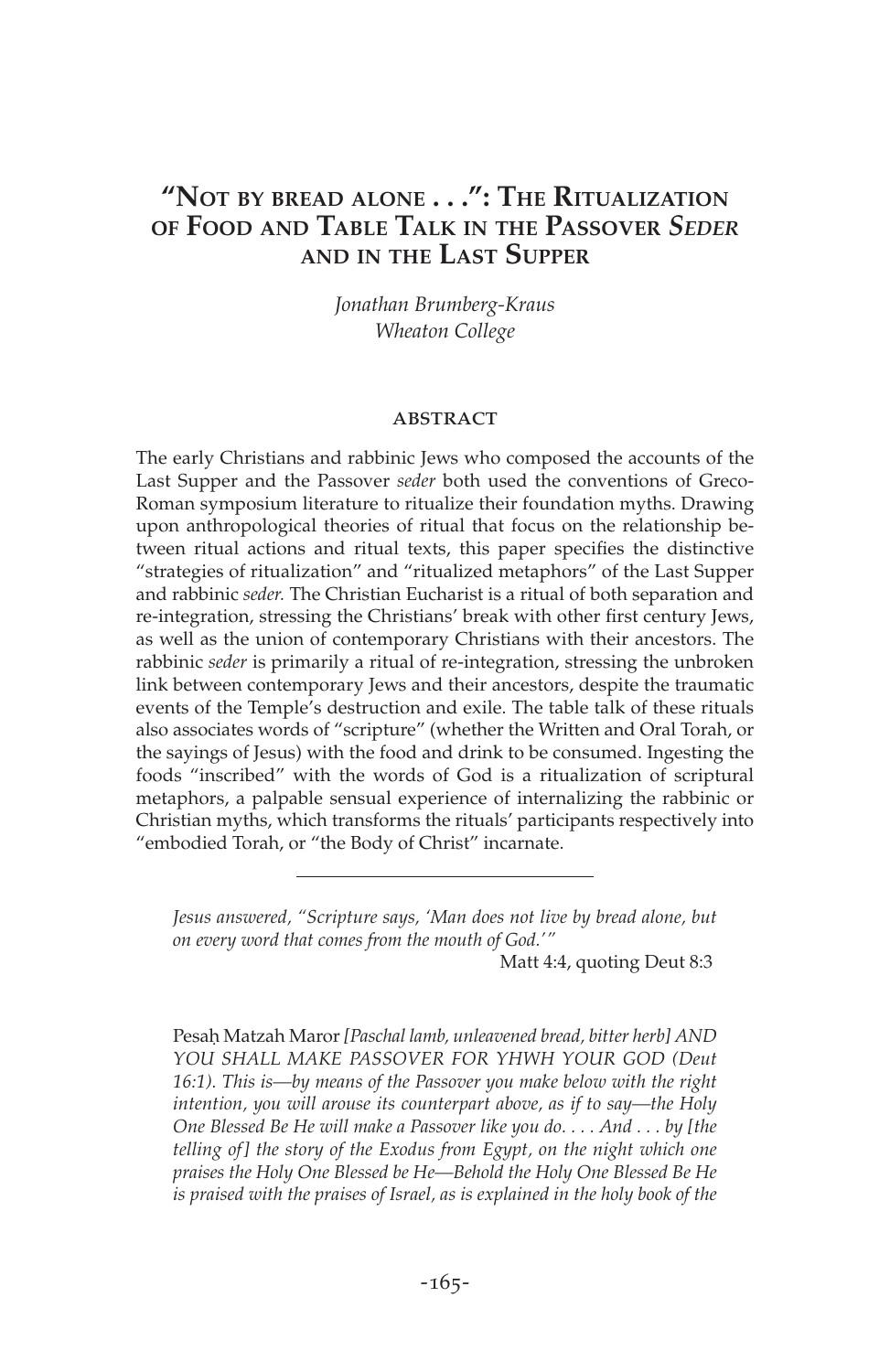# "Not by bread alone . . .": The Ritualization of Food and Table Talk in the Passover *Seder* and in the Last Supper

*Jonathan Brumberg-Kraus*
*Wheaton College*

## Abstract

The early Christians and rabbinic Jews who composed the accounts of the Last Supper and the Passover *seder* both used the conventions of Greco-Roman symposium literature to ritualize their foundation myths. Drawing upon anthropological theories of ritual that focus on the relationship between ritual actions and ritual texts, this paper specifies the distinctive "strategies of ritualization" and "ritualized metaphors" of the Last Supper and rabbinic *seder.* The Christian Eucharist is a ritual of both separation and re-integration, stressing the Christians' break with other first century Jews, as well as the union of contemporary Christians with their ancestors. The rabbinic *seder* is primarily a ritual of re-integration, stressing the unbroken link between contemporary Jews and their ancestors, despite the traumatic events of the Temple's destruction and exile. The table talk of these rituals also associates words of "scripture" (whether the Written and Oral Torah, or the sayings of Jesus) with the food and drink to be consumed. Ingesting the foods "inscribed" with the words of God is a ritualization of scriptural metaphors, a palpable sensual experience of internalizing the rabbinic or Christian myths, which transforms the rituals' participants respectively into "embodied Torah, or "the Body of Christ" incarnate.

---

> *Jesus answered, "Scripture says, 'Man does not live by bread alone, but on every word that comes from the mouth of God.'"*
>
> Matt 4:4, quoting Deut 8:3

> Pesaḥ Matzah Maror *[Paschal lamb, unleavened bread, bitter herb] AND YOU SHALL MAKE PASSOVER FOR YHWH YOUR GOD (Deut 16:1). This is—by means of the Passover you make below with the right intention, you will arouse its counterpart above, as if to say—the Holy One Blessed Be He will make a Passover like you do. . . . And . . . by [the telling of] the story of the Exodus from Egypt, on the night which one praises the Holy One Blessed be He—Behold the Holy One Blessed Be He is praised with the praises of Israel, as is explained in the holy book of the*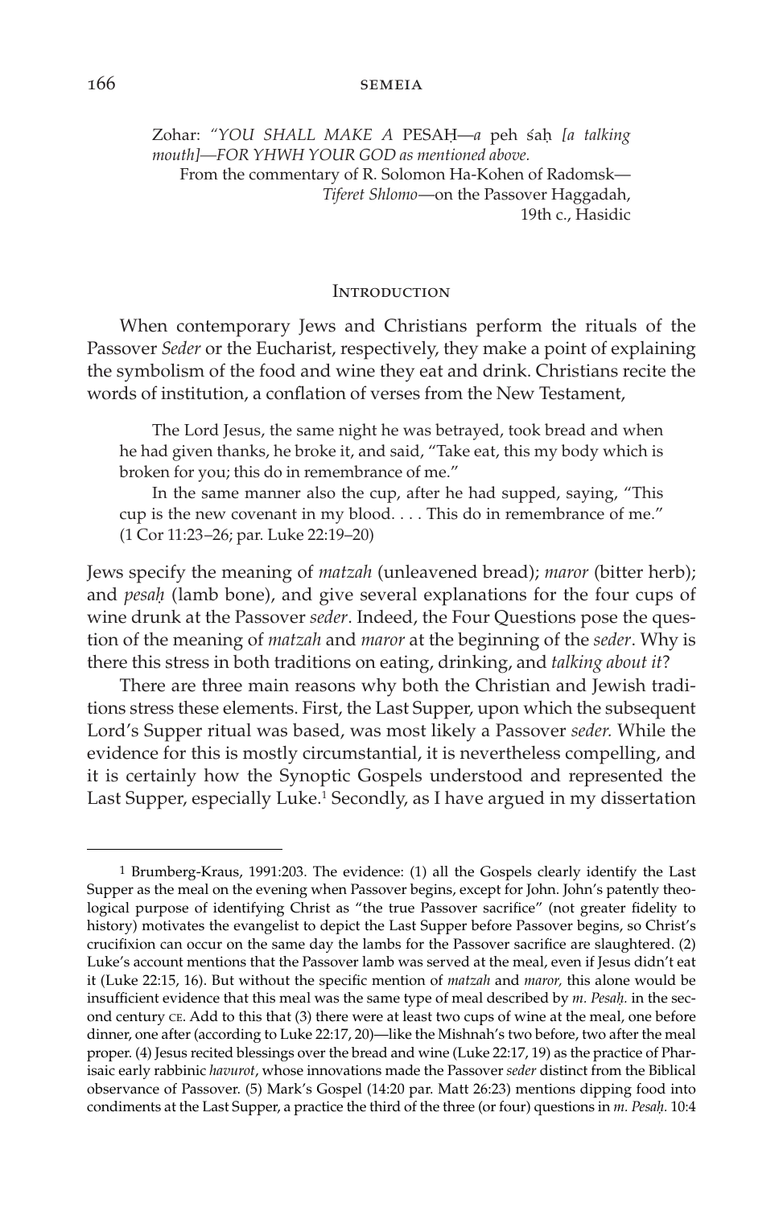Zohar: *"YOU SHALL MAKE A* PESAḤ—*a* peh śaḥ *[a talking mouth]—FOR YHWH YOUR GOD as mentioned above.*

From the commentary of R. Solomon Ha-Kohen of Radomsk—*Tiferet Shlomo*—on the Passover Haggadah, 19th c., Hasidic

## Introduction

When contemporary Jews and Christians perform the rituals of the Passover *Seder* or the Eucharist, respectively, they make a point of explaining the symbolism of the food and wine they eat and drink. Christians recite the words of institution, a conflation of verses from the New Testament,

> The Lord Jesus, the same night he was betrayed, took bread and when he had given thanks, he broke it, and said, "Take eat, this my body which is broken for you; this do in remembrance of me."
>
> In the same manner also the cup, after he had supped, saying, "This cup is the new covenant in my blood. . . . This do in remembrance of me." (1 Cor 11:23–26; par. Luke 22:19–20)

Jews specify the meaning of *matzah* (unleavened bread); *maror* (bitter herb); and *pesaḥ* (lamb bone), and give several explanations for the four cups of wine drunk at the Passover *seder*. Indeed, the Four Questions pose the question of the meaning of *matzah* and *maror* at the beginning of the *seder*. Why is there this stress in both traditions on eating, drinking, and *talking about it*?

There are three main reasons why both the Christian and Jewish traditions stress these elements. First, the Last Supper, upon which the subsequent Lord's Supper ritual was based, was most likely a Passover *seder.* While the evidence for this is mostly circumstantial, it is nevertheless compelling, and it is certainly how the Synoptic Gospels understood and represented the Last Supper, especially Luke.[1] Secondly, as I have argued in my dissertation

[1] Brumberg-Kraus, 1991:203. The evidence: (1) all the Gospels clearly identify the Last Supper as the meal on the evening when Passover begins, except for John. John's patently theological purpose of identifying Christ as "the true Passover sacrifice" (not greater fidelity to history) motivates the evangelist to depict the Last Supper before Passover begins, so Christ's crucifixion can occur on the same day the lambs for the Passover sacrifice are slaughtered. (2) Luke's account mentions that the Passover lamb was served at the meal, even if Jesus didn't eat it (Luke 22:15, 16). But without the specific mention of *matzah* and *maror,* this alone would be insufficient evidence that this meal was the same type of meal described by *m. Pesaḥ.* in the second century CE. Add to this that (3) there were at least two cups of wine at the meal, one before dinner, one after (according to Luke 22:17, 20)—like the Mishnah's two before, two after the meal proper. (4) Jesus recited blessings over the bread and wine (Luke 22:17, 19) as the practice of Pharisaic early rabbinic *havurot*, whose innovations made the Passover *seder* distinct from the Biblical observance of Passover. (5) Mark's Gospel (14:20 par. Matt 26:23) mentions dipping food into condiments at the Last Supper, a practice the third of the three (or four) questions in *m. Pesaḥ.* 10:4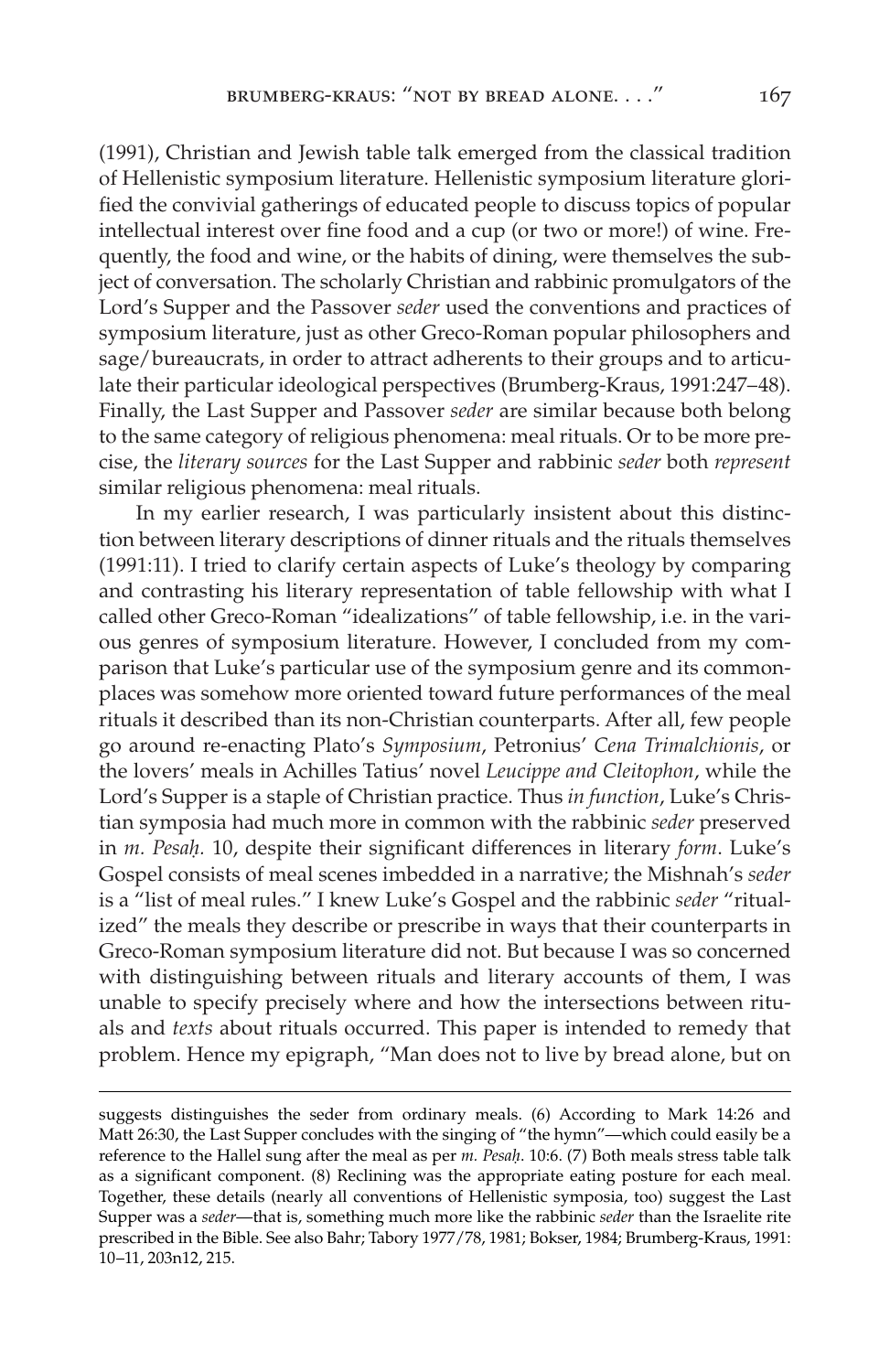(1991), Christian and Jewish table talk emerged from the classical tradition of Hellenistic symposium literature. Hellenistic symposium literature glorified the convivial gatherings of educated people to discuss topics of popular intellectual interest over fine food and a cup (or two or more!) of wine. Frequently, the food and wine, or the habits of dining, were themselves the subject of conversation. The scholarly Christian and rabbinic promulgators of the Lord's Supper and the Passover *seder* used the conventions and practices of symposium literature, just as other Greco-Roman popular philosophers and sage/bureaucrats, in order to attract adherents to their groups and to articulate their particular ideological perspectives (Brumberg-Kraus, 1991:247–48). Finally, the Last Supper and Passover *seder* are similar because both belong to the same category of religious phenomena: meal rituals. Or to be more precise, the *literary sources* for the Last Supper and rabbinic *seder* both *represent* similar religious phenomena: meal rituals.

In my earlier research, I was particularly insistent about this distinction between literary descriptions of dinner rituals and the rituals themselves (1991:11). I tried to clarify certain aspects of Luke's theology by comparing and contrasting his literary representation of table fellowship with what I called other Greco-Roman "idealizations" of table fellowship, i.e. in the various genres of symposium literature. However, I concluded from my comparison that Luke's particular use of the symposium genre and its commonplaces was somehow more oriented toward future performances of the meal rituals it described than its non-Christian counterparts. After all, few people go around re-enacting Plato's *Symposium*, Petronius' *Cena Trimalchionis*, or the lovers' meals in Achilles Tatius' novel *Leucippe and Cleitophon*, while the Lord's Supper is a staple of Christian practice. Thus *in function*, Luke's Christian symposia had much more in common with the rabbinic *seder* preserved in *m. Pesaḥ.* 10, despite their significant differences in literary *form*. Luke's Gospel consists of meal scenes imbedded in a narrative; the Mishnah's *seder* is a "list of meal rules." I knew Luke's Gospel and the rabbinic *seder* "ritualized" the meals they describe or prescribe in ways that their counterparts in Greco-Roman symposium literature did not. But because I was so concerned with distinguishing between rituals and literary accounts of them, I was unable to specify precisely where and how the intersections between rituals and *texts* about rituals occurred. This paper is intended to remedy that problem. Hence my epigraph, "Man does not to live by bread alone, but on

---

suggests distinguishes the seder from ordinary meals. (6) According to Mark 14:26 and Matt 26:30, the Last Supper concludes with the singing of "the hymn"—which could easily be a reference to the Hallel sung after the meal as per *m. Pesaḥ*. 10:6. (7) Both meals stress table talk as a significant component. (8) Reclining was the appropriate eating posture for each meal. Together, these details (nearly all conventions of Hellenistic symposia, too) suggest the Last Supper was a *seder*—that is, something much more like the rabbinic *seder* than the Israelite rite prescribed in the Bible. See also Bahr; Tabory 1977/78, 1981; Bokser, 1984; Brumberg-Kraus, 1991: 10–11, 203n12, 215.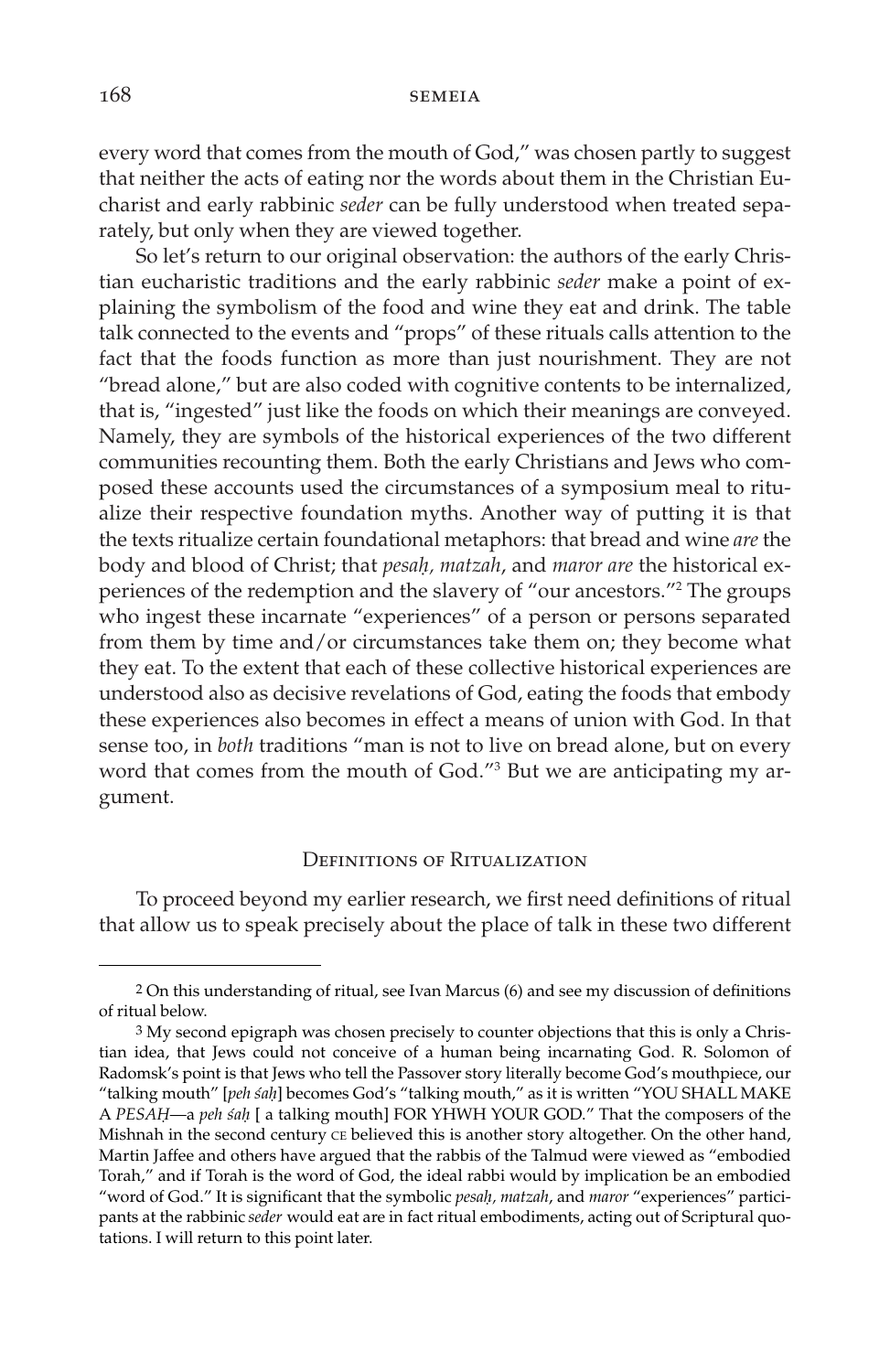every word that comes from the mouth of God," was chosen partly to suggest that neither the acts of eating nor the words about them in the Christian Eucharist and early rabbinic *seder* can be fully understood when treated separately, but only when they are viewed together.

So let's return to our original observation: the authors of the early Christian eucharistic traditions and the early rabbinic *seder* make a point of explaining the symbolism of the food and wine they eat and drink. The table talk connected to the events and "props" of these rituals calls attention to the fact that the foods function as more than just nourishment. They are not "bread alone," but are also coded with cognitive contents to be internalized, that is, "ingested" just like the foods on which their meanings are conveyed. Namely, they are symbols of the historical experiences of the two different communities recounting them. Both the early Christians and Jews who composed these accounts used the circumstances of a symposium meal to ritualize their respective foundation myths. Another way of putting it is that the texts ritualize certain foundational metaphors: that bread and wine *are* the body and blood of Christ; that *pesaḥ*, *matzah*, and *maror are* the historical experiences of the redemption and the slavery of "our ancestors."[2] The groups who ingest these incarnate "experiences" of a person or persons separated from them by time and/or circumstances take them on; they become what they eat. To the extent that each of these collective historical experiences are understood also as decisive revelations of God, eating the foods that embody these experiences also becomes in effect a means of union with God. In that sense too, in *both* traditions "man is not to live on bread alone, but on every word that comes from the mouth of God."[3] But we are anticipating my argument.

## Definitions of Ritualization

To proceed beyond my earlier research, we first need definitions of ritual that allow us to speak precisely about the place of talk in these two different

---

[2] On this understanding of ritual, see Ivan Marcus (6) and see my discussion of definitions of ritual below.

[3] My second epigraph was chosen precisely to counter objections that this is only a Christian idea, that Jews could not conceive of a human being incarnating God. R. Solomon of Radomsk's point is that Jews who tell the Passover story literally become God's mouthpiece, our "talking mouth" [*peh śaḥ*] becomes God's "talking mouth," as it is written "YOU SHALL MAKE A *PESAḤ*—a *peh śaḥ* [ a talking mouth] FOR YHWH YOUR GOD." That the composers of the Mishnah in the second century CE believed this is another story altogether. On the other hand, Martin Jaffee and others have argued that the rabbis of the Talmud were viewed as "embodied Torah," and if Torah is the word of God, the ideal rabbi would by implication be an embodied "word of God." It is significant that the symbolic *pesaḥ*, *matzah*, and *maror* "experiences" participants at the rabbinic *seder* would eat are in fact ritual embodiments, acting out of Scriptural quotations. I will return to this point later.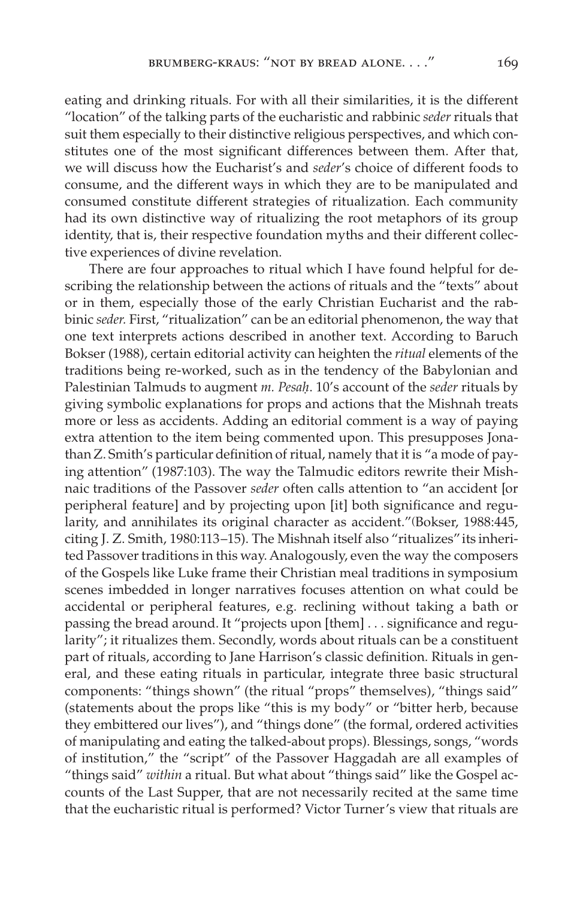eating and drinking rituals. For with all their similarities, it is the different "location" of the talking parts of the eucharistic and rabbinic *seder* rituals that suit them especially to their distinctive religious perspectives, and which constitutes one of the most significant differences between them. After that, we will discuss how the Eucharist's and *seder*'s choice of different foods to consume, and the different ways in which they are to be manipulated and consumed constitute different strategies of ritualization. Each community had its own distinctive way of ritualizing the root metaphors of its group identity, that is, their respective foundation myths and their different collective experiences of divine revelation.

There are four approaches to ritual which I have found helpful for describing the relationship between the actions of rituals and the "texts" about or in them, especially those of the early Christian Eucharist and the rabbinic *seder*. First, "ritualization" can be an editorial phenomenon, the way that one text interprets actions described in another text. According to Baruch Bokser (1988), certain editorial activity can heighten the *ritual* elements of the traditions being re-worked, such as in the tendency of the Babylonian and Palestinian Talmuds to augment *m. Pesaḥ*. 10's account of the *seder* rituals by giving symbolic explanations for props and actions that the Mishnah treats more or less as accidents. Adding an editorial comment is a way of paying extra attention to the item being commented upon. This presupposes Jonathan Z. Smith's particular definition of ritual, namely that it is "a mode of paying attention" (1987:103). The way the Talmudic editors rewrite their Mishnaic traditions of the Passover *seder* often calls attention to "an accident [or peripheral feature] and by projecting upon [it] both significance and regularity, and annihilates its original character as accident."(Bokser, 1988:445, citing J. Z. Smith, 1980:113–15). The Mishnah itself also "ritualizes" its inherited Passover traditions in this way. Analogously, even the way the composers of the Gospels like Luke frame their Christian meal traditions in symposium scenes imbedded in longer narratives focuses attention on what could be accidental or peripheral features, e.g. reclining without taking a bath or passing the bread around. It "projects upon [them] . . . significance and regularity"; it ritualizes them. Secondly, words about rituals can be a constituent part of rituals, according to Jane Harrison's classic definition. Rituals in general, and these eating rituals in particular, integrate three basic structural components: "things shown" (the ritual "props" themselves), "things said" (statements about the props like "this is my body" or "bitter herb, because they embittered our lives"), and "things done" (the formal, ordered activities of manipulating and eating the talked-about props). Blessings, songs, "words of institution," the "script" of the Passover Haggadah are all examples of "things said" *within* a ritual. But what about "things said" like the Gospel accounts of the Last Supper, that are not necessarily recited at the same time that the eucharistic ritual is performed? Victor Turner's view that rituals are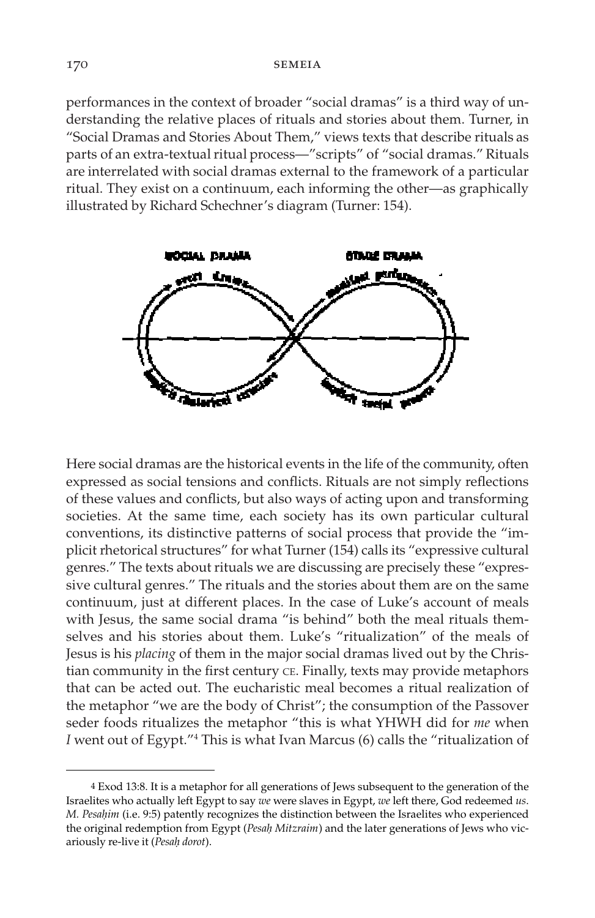performances in the context of broader "social dramas" is a third way of understanding the relative places of rituals and stories about them. Turner, in "Social Dramas and Stories About Them," views texts that describe rituals as parts of an extra-textual ritual process—"scripts" of "social dramas." Rituals are interrelated with social dramas external to the framework of a particular ritual. They exist on a continuum, each informing the other—as graphically illustrated by Richard Schechner's diagram (Turner: 154).

Here social dramas are the historical events in the life of the community, often expressed as social tensions and conflicts. Rituals are not simply reflections of these values and conflicts, but also ways of acting upon and transforming societies. At the same time, each society has its own particular cultural conventions, its distinctive patterns of social process that provide the "implicit rhetorical structures" for what Turner (154) calls its "expressive cultural genres." The texts about rituals we are discussing are precisely these "expressive cultural genres." The rituals and the stories about them are on the same continuum, just at different places. In the case of Luke's account of meals with Jesus, the same social drama "is behind" both the meal rituals themselves and his stories about them. Luke's "ritualization" of the meals of Jesus is his *placing* of them in the major social dramas lived out by the Christian community in the first century CE. Finally, texts may provide metaphors that can be acted out. The eucharistic meal becomes a ritual realization of the metaphor "we are the body of Christ"; the consumption of the Passover seder foods ritualizes the metaphor "this is what YHWH did for *me* when *I* went out of Egypt."[4] This is what Ivan Marcus (6) calls the "ritualization of

---

[4] Exod 13:8. It is a metaphor for all generations of Jews subsequent to the generation of the Israelites who actually left Egypt to say *we* were slaves in Egypt, *we* left there, God redeemed *us*. *M. Pesaḥim* (i.e. 9:5) patently recognizes the distinction between the Israelites who experienced the original redemption from Egypt (*Pesaḥ Mitzraim*) and the later generations of Jews who vicariously re-live it (*Pesaḥ dorot*).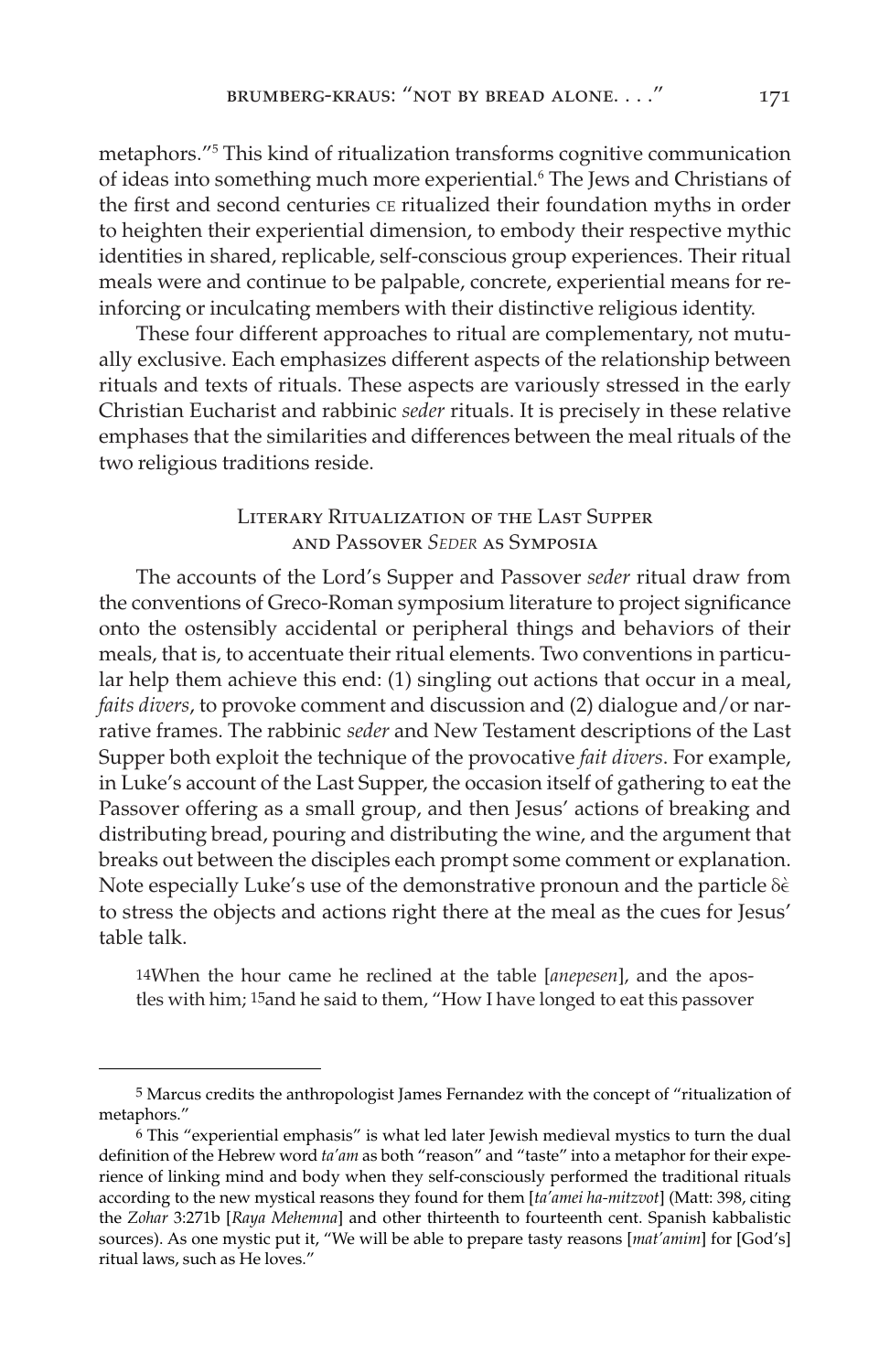metaphors."[5] This kind of ritualization transforms cognitive communication of ideas into something much more experiential.[6] The Jews and Christians of the first and second centuries CE ritualized their foundation myths in order to heighten their experiential dimension, to embody their respective mythic identities in shared, replicable, self-conscious group experiences. Their ritual meals were and continue to be palpable, concrete, experiential means for reinforcing or inculcating members with their distinctive religious identity.

These four different approaches to ritual are complementary, not mutually exclusive. Each emphasizes different aspects of the relationship between rituals and texts of rituals. These aspects are variously stressed in the early Christian Eucharist and rabbinic *seder* rituals. It is precisely in these relative emphases that the similarities and differences between the meal rituals of the two religious traditions reside.

## Literary Ritualization of the Last Supper and Passover *Seder* as Symposia

The accounts of the Lord's Supper and Passover *seder* ritual draw from the conventions of Greco-Roman symposium literature to project significance onto the ostensibly accidental or peripheral things and behaviors of their meals, that is, to accentuate their ritual elements. Two conventions in particular help them achieve this end: (1) singling out actions that occur in a meal, *faits divers*, to provoke comment and discussion and (2) dialogue and/or narrative frames. The rabbinic *seder* and New Testament descriptions of the Last Supper both exploit the technique of the provocative *fait divers*. For example, in Luke's account of the Last Supper, the occasion itself of gathering to eat the Passover offering as a small group, and then Jesus' actions of breaking and distributing bread, pouring and distributing the wine, and the argument that breaks out between the disciples each prompt some comment or explanation. Note especially Luke's use of the demonstrative pronoun and the particle δὲ to stress the objects and actions right there at the meal as the cues for Jesus' table talk.

> 14When the hour came he reclined at the table [*anepesen*], and the apostles with him; 15and he said to them, "How I have longed to eat this passover

---

5 Marcus credits the anthropologist James Fernandez with the concept of "ritualization of metaphors."

6 This "experiential emphasis" is what led later Jewish medieval mystics to turn the dual definition of the Hebrew word *ta'am* as both "reason" and "taste" into a metaphor for their experience of linking mind and body when they self-consciously performed the traditional rituals according to the new mystical reasons they found for them [*ta'amei ha-mitzvot*] (Matt: 398, citing the *Zohar* 3:271b [*Raya Mehemna*] and other thirteenth to fourteenth cent. Spanish kabbalistic sources). As one mystic put it, "We will be able to prepare tasty reasons [*mat'amim*] for [God's] ritual laws, such as He loves."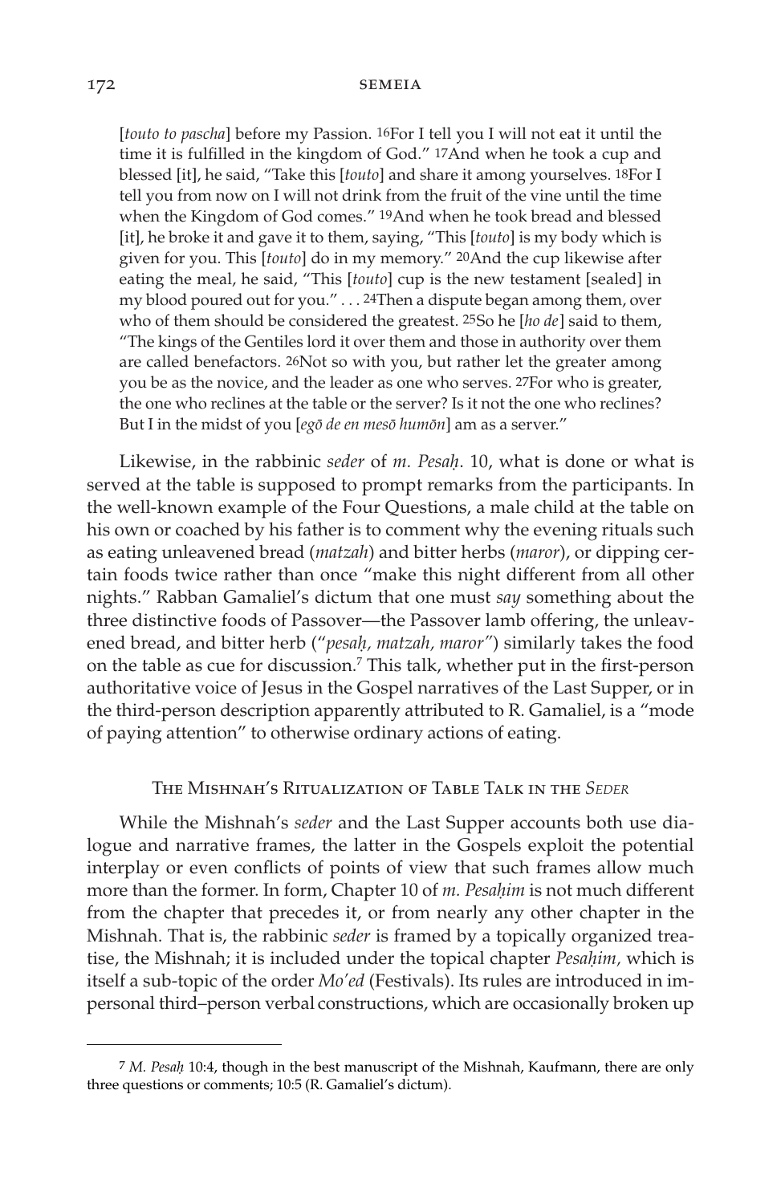[*touto to pascha*] before my Passion. 16For I tell you I will not eat it until the time it is fulfilled in the kingdom of God." 17And when he took a cup and blessed [it], he said, "Take this [*touto*] and share it among yourselves. 18For I tell you from now on I will not drink from the fruit of the vine until the time when the Kingdom of God comes." 19And when he took bread and blessed [it], he broke it and gave it to them, saying, "This [*touto*] is my body which is given for you. This [*touto*] do in my memory." 20And the cup likewise after eating the meal, he said, "This [*touto*] cup is the new testament [sealed] in my blood poured out for you." . . . 24Then a dispute began among them, over who of them should be considered the greatest. 25So he [*ho de*] said to them, "The kings of the Gentiles lord it over them and those in authority over them are called benefactors. 26Not so with you, but rather let the greater among you be as the novice, and the leader as one who serves. 27For who is greater, the one who reclines at the table or the server? Is it not the one who reclines? But I in the midst of you [*egō de en mesō humōn*] am as a server."

Likewise, in the rabbinic *seder* of *m. Pesaḥ*. 10, what is done or what is served at the table is supposed to prompt remarks from the participants. In the well-known example of the Four Questions, a male child at the table on his own or coached by his father is to comment why the evening rituals such as eating unleavened bread (*matzah*) and bitter herbs (*maror*), or dipping certain foods twice rather than once "make this night different from all other nights." Rabban Gamaliel's dictum that one must *say* something about the three distinctive foods of Passover—the Passover lamb offering, the unleavened bread, and bitter herb ("*pesaḥ, matzah, maror*") similarly takes the food on the table as cue for discussion.[7] This talk, whether put in the first-person authoritative voice of Jesus in the Gospel narratives of the Last Supper, or in the third-person description apparently attributed to R. Gamaliel, is a "mode of paying attention" to otherwise ordinary actions of eating.

## The Mishnah's Ritualization of Table Talk in the *Seder*

While the Mishnah's *seder* and the Last Supper accounts both use dialogue and narrative frames, the latter in the Gospels exploit the potential interplay or even conflicts of points of view that such frames allow much more than the former. In form, Chapter 10 of *m. Pesaḥim* is not much different from the chapter that precedes it, or from nearly any other chapter in the Mishnah. That is, the rabbinic *seder* is framed by a topically organized treatise, the Mishnah; it is included under the topical chapter *Pesaḥim,* which is itself a sub-topic of the order *Mo'ed* (Festivals). Its rules are introduced in impersonal third–person verbal constructions, which are occasionally broken up

---

[7] *M. Pesaḥ* 10:4, though in the best manuscript of the Mishnah, Kaufmann, there are only three questions or comments; 10:5 (R. Gamaliel's dictum).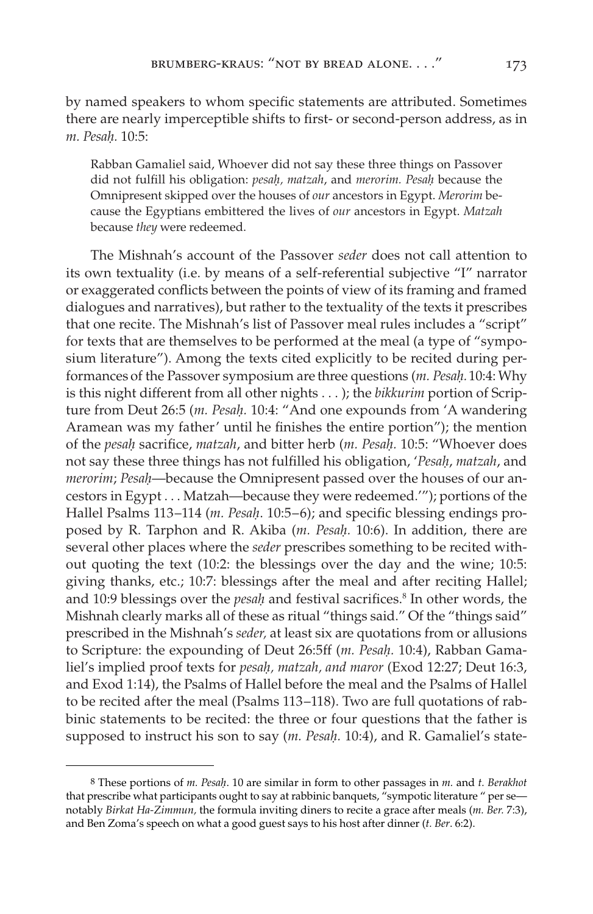by named speakers to whom specific statements are attributed. Sometimes there are nearly imperceptible shifts to first- or second-person address, as in *m. Pesaḥ.* 10:5:

> Rabban Gamaliel said, Whoever did not say these three things on Passover did not fulfill his obligation: *pesaḥ, matzah*, and *merorim. Pesaḥ* because the Omnipresent skipped over the houses of *our* ancestors in Egypt. *Merorim* because the Egyptians embittered the lives of *our* ancestors in Egypt. *Matzah* because *they* were redeemed.

The Mishnah's account of the Passover *seder* does not call attention to its own textuality (i.e. by means of a self-referential subjective "I" narrator or exaggerated conflicts between the points of view of its framing and framed dialogues and narratives), but rather to the textuality of the texts it prescribes that one recite. The Mishnah's list of Passover meal rules includes a "script" for texts that are themselves to be performed at the meal (a type of "symposium literature"). Among the texts cited explicitly to be recited during performances of the Passover symposium are three questions (*m. Pesaḥ.* 10:4: Why is this night different from all other nights . . . ); the *bikkurim* portion of Scripture from Deut 26:5 (*m. Pesaḥ.* 10:4: "And one expounds from 'A wandering Aramean was my father' until he finishes the entire portion"); the mention of the *pesaḥ* sacrifice, *matzah*, and bitter herb (*m. Pesaḥ.* 10:5: "Whoever does not say these three things has not fulfilled his obligation, '*Pesaḥ*, *matzah*, and *merorim*; *Pesaḥ*—because the Omnipresent passed over the houses of our ancestors in Egypt . . . Matzah—because they were redeemed.'"); portions of the Hallel Psalms 113–114 (*m. Pesaḥ.* 10:5–6); and specific blessing endings proposed by R. Tarphon and R. Akiba (*m. Pesaḥ.* 10:6). In addition, there are several other places where the *seder* prescribes something to be recited without quoting the text (10:2: the blessings over the day and the wine; 10:5: giving thanks, etc.; 10:7: blessings after the meal and after reciting Hallel; and 10:9 blessings over the *pesaḥ* and festival sacrifices.[8] In other words, the Mishnah clearly marks all of these as ritual "things said." Of the "things said" prescribed in the Mishnah's *seder,* at least six are quotations from or allusions to Scripture: the expounding of Deut 26:5ff (*m. Pesaḥ.* 10:4), Rabban Gamaliel's implied proof texts for *pesaḥ, matzah, and maror* (Exod 12:27; Deut 16:3, and Exod 1:14), the Psalms of Hallel before the meal and the Psalms of Hallel to be recited after the meal (Psalms 113–118). Two are full quotations of rabbinic statements to be recited: the three or four questions that the father is supposed to instruct his son to say (*m. Pesaḥ.* 10:4), and R. Gamaliel's state-

---

[8] These portions of *m. Pesaḥ*. 10 are similar in form to other passages in *m.* and *t. Berakhot* that prescribe what participants ought to say at rabbinic banquets, "sympotic literature " per se—notably *Birkat Ha-Zimmun,* the formula inviting diners to recite a grace after meals (*m. Ber.* 7:3), and Ben Zoma's speech on what a good guest says to his host after dinner (*t. Ber*. 6:2).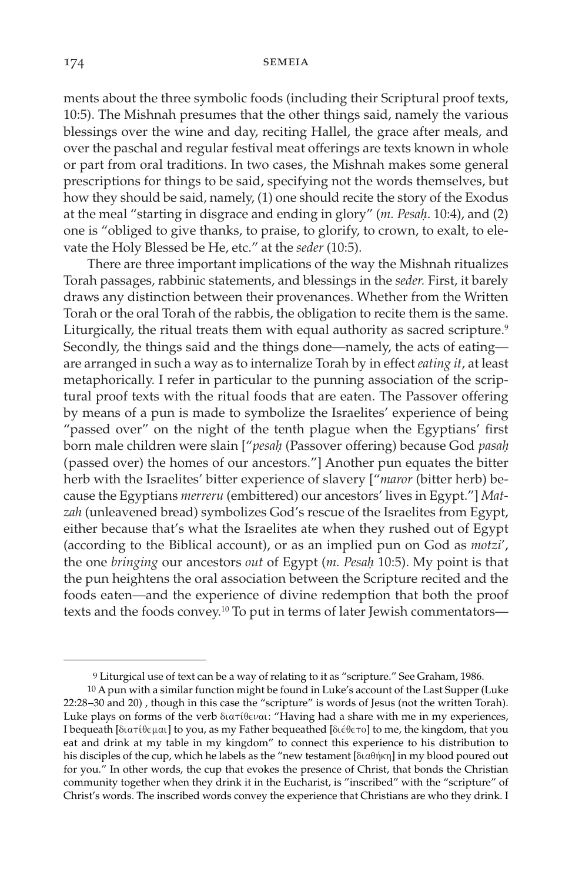ments about the three symbolic foods (including their Scriptural proof texts, 10:5). The Mishnah presumes that the other things said, namely the various blessings over the wine and day, reciting Hallel, the grace after meals, and over the paschal and regular festival meat offerings are texts known in whole or part from oral traditions. In two cases, the Mishnah makes some general prescriptions for things to be said, specifying not the words themselves, but how they should be said, namely, (1) one should recite the story of the Exodus at the meal "starting in disgrace and ending in glory" (*m. Pesaḥ*. 10:4), and (2) one is "obliged to give thanks, to praise, to glorify, to crown, to exalt, to elevate the Holy Blessed be He, etc." at the *seder* (10:5).

There are three important implications of the way the Mishnah ritualizes Torah passages, rabbinic statements, and blessings in the *seder.* First, it barely draws any distinction between their provenances. Whether from the Written Torah or the oral Torah of the rabbis, the obligation to recite them is the same. Liturgically, the ritual treats them with equal authority as sacred scripture.[9] Secondly, the things said and the things done—namely, the acts of eating—are arranged in such a way as to internalize Torah by in effect *eating it*, at least metaphorically. I refer in particular to the punning association of the scriptural proof texts with the ritual foods that are eaten. The Passover offering by means of a pun is made to symbolize the Israelites' experience of being "passed over" on the night of the tenth plague when the Egyptians' first born male children were slain ["*pesaḥ* (Passover offering) because God *pasaḥ* (passed over) the homes of our ancestors."] Another pun equates the bitter herb with the Israelites' bitter experience of slavery ["*maror* (bitter herb) because the Egyptians *merreru* (embittered) our ancestors' lives in Egypt."] *Matzah* (unleavened bread) symbolizes God's rescue of the Israelites from Egypt, either because that's what the Israelites ate when they rushed out of Egypt (according to the Biblical account), or as an implied pun on God as *motzi'*, the one *bringing* our ancestors *out* of Egypt (*m. Pesaḥ* 10:5). My point is that the pun heightens the oral association between the Scripture recited and the foods eaten—and the experience of divine redemption that both the proof texts and the foods convey.[10] To put in terms of later Jewish commentators—

---

[9] Liturgical use of text can be a way of relating to it as "scripture." See Graham, 1986.

[10] A pun with a similar function might be found in Luke's account of the Last Supper (Luke 22:28–30 and 20) , though in this case the "scripture" is words of Jesus (not the written Torah). Luke plays on forms of the verb διατίθεναι: "Having had a share with me in my experiences, I bequeath [διατίθεμαι] to you, as my Father bequeathed [διέθετο] to me, the kingdom, that you eat and drink at my table in my kingdom" to connect this experience to his distribution to his disciples of the cup, which he labels as the "new testament [διαθήκη] in my blood poured out for you." In other words, the cup that evokes the presence of Christ, that bonds the Christian community together when they drink it in the Eucharist, is "inscribed" with the "scripture" of Christ's words. The inscribed words convey the experience that Christians are who they drink. I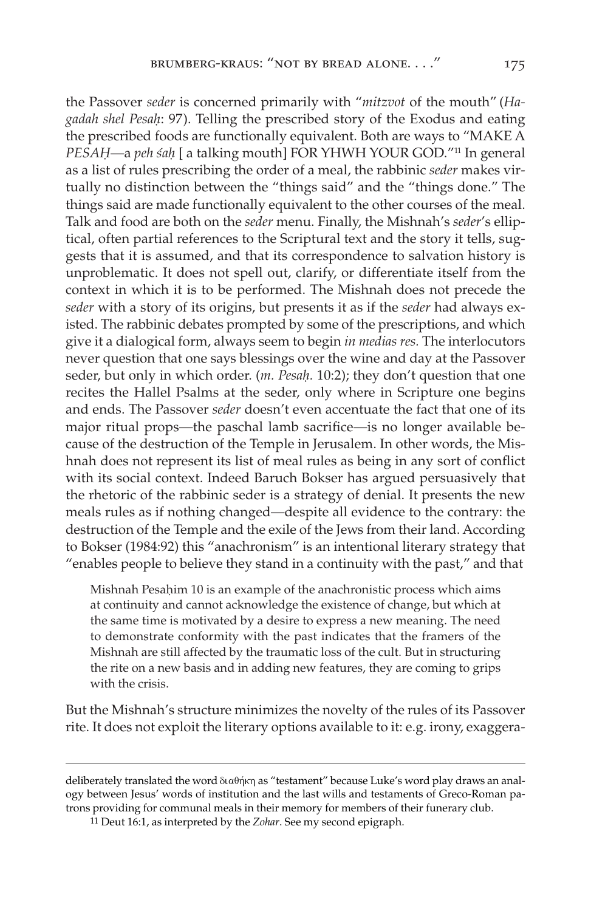the Passover *seder* is concerned primarily with "*mitzvot* of the mouth" (*Hagadah shel Pesaḥ*: 97). Telling the prescribed story of the Exodus and eating the prescribed foods are functionally equivalent. Both are ways to "MAKE A *PESAḤ*—a *peh śaḥ* [ a talking mouth] FOR YHWH YOUR GOD."[11] In general as a list of rules prescribing the order of a meal, the rabbinic *seder* makes virtually no distinction between the "things said" and the "things done." The things said are made functionally equivalent to the other courses of the meal. Talk and food are both on the *seder* menu. Finally, the Mishnah's *seder*'s elliptical, often partial references to the Scriptural text and the story it tells, suggests that it is assumed, and that its correspondence to salvation history is unproblematic. It does not spell out, clarify, or differentiate itself from the context in which it is to be performed. The Mishnah does not precede the *seder* with a story of its origins, but presents it as if the *seder* had always existed. The rabbinic debates prompted by some of the prescriptions, and which give it a dialogical form, always seem to begin *in medias res.* The interlocutors never question that one says blessings over the wine and day at the Passover seder, but only in which order. (*m. Pesaḥ.* 10:2); they don't question that one recites the Hallel Psalms at the seder, only where in Scripture one begins and ends. The Passover *seder* doesn't even accentuate the fact that one of its major ritual props—the paschal lamb sacrifice—is no longer available because of the destruction of the Temple in Jerusalem. In other words, the Mishnah does not represent its list of meal rules as being in any sort of conflict with its social context. Indeed Baruch Bokser has argued persuasively that the rhetoric of the rabbinic seder is a strategy of denial. It presents the new meals rules as if nothing changed—despite all evidence to the contrary: the destruction of the Temple and the exile of the Jews from their land. According to Bokser (1984:92) this "anachronism" is an intentional literary strategy that "enables people to believe they stand in a continuity with the past," and that

> Mishnah Pesaḥim 10 is an example of the anachronistic process which aims at continuity and cannot acknowledge the existence of change, but which at the same time is motivated by a desire to express a new meaning. The need to demonstrate conformity with the past indicates that the framers of the Mishnah are still affected by the traumatic loss of the cult. But in structuring the rite on a new basis and in adding new features, they are coming to grips with the crisis.

But the Mishnah's structure minimizes the novelty of the rules of its Passover rite. It does not exploit the literary options available to it: e.g. irony, exaggera-

---

deliberately translated the word διαθήκη as "testament" because Luke's word play draws an analogy between Jesus' words of institution and the last wills and testaments of Greco-Roman patrons providing for communal meals in their memory for members of their funerary club.

[11] Deut 16:1, as interpreted by the *Zohar*. See my second epigraph.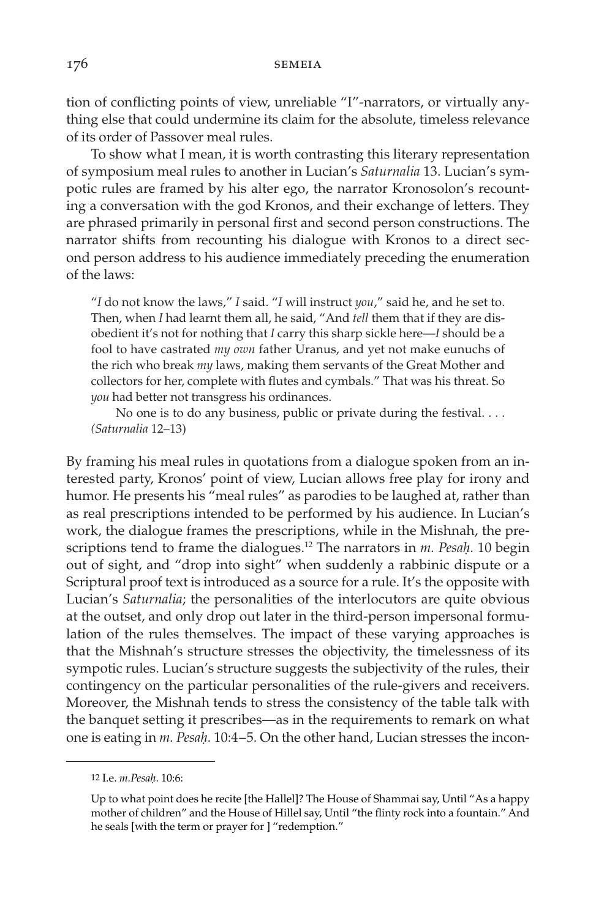tion of conflicting points of view, unreliable "I"-narrators, or virtually anything else that could undermine its claim for the absolute, timeless relevance of its order of Passover meal rules.

To show what I mean, it is worth contrasting this literary representation of symposium meal rules to another in Lucian's *Saturnalia* 13. Lucian's sympotic rules are framed by his alter ego, the narrator Kronosolon's recounting a conversation with the god Kronos, and their exchange of letters. They are phrased primarily in personal first and second person constructions. The narrator shifts from recounting his dialogue with Kronos to a direct second person address to his audience immediately preceding the enumeration of the laws:

> "*I* do not know the laws," *I* said. "*I* will instruct *you*," said he, and he set to. Then, when *I* had learnt them all, he said, "And *tell* them that if they are disobedient it's not for nothing that *I* carry this sharp sickle here—*I* should be a fool to have castrated *my own* father Uranus, and yet not make eunuchs of the rich who break *my* laws, making them servants of the Great Mother and collectors for her, complete with flutes and cymbals." That was his threat. So *you* had better not transgress his ordinances.
>
> No one is to do any business, public or private during the festival. . . . *(Saturnalia* 12–13)

By framing his meal rules in quotations from a dialogue spoken from an interested party, Kronos' point of view, Lucian allows free play for irony and humor. He presents his "meal rules" as parodies to be laughed at, rather than as real prescriptions intended to be performed by his audience. In Lucian's work, the dialogue frames the prescriptions, while in the Mishnah, the prescriptions tend to frame the dialogues.[12] The narrators in *m. Pesaḥ.* 10 begin out of sight, and "drop into sight" when suddenly a rabbinic dispute or a Scriptural proof text is introduced as a source for a rule. It's the opposite with Lucian's *Saturnalia*; the personalities of the interlocutors are quite obvious at the outset, and only drop out later in the third-person impersonal formulation of the rules themselves. The impact of these varying approaches is that the Mishnah's structure stresses the objectivity, the timelessness of its sympotic rules. Lucian's structure suggests the subjectivity of the rules, their contingency on the particular personalities of the rule-givers and receivers. Moreover, the Mishnah tends to stress the consistency of the table talk with the banquet setting it prescribes—as in the requirements to remark on what one is eating in *m. Pesaḥ.* 10:4–5. On the other hand, Lucian stresses the incon-

---

12 I.e. *m.Pesaḥ.* 10:6:

Up to what point does he recite [the Hallel]? The House of Shammai say, Until "As a happy mother of children" and the House of Hillel say, Until "the flinty rock into a fountain." And he seals [with the term or prayer for ] "redemption."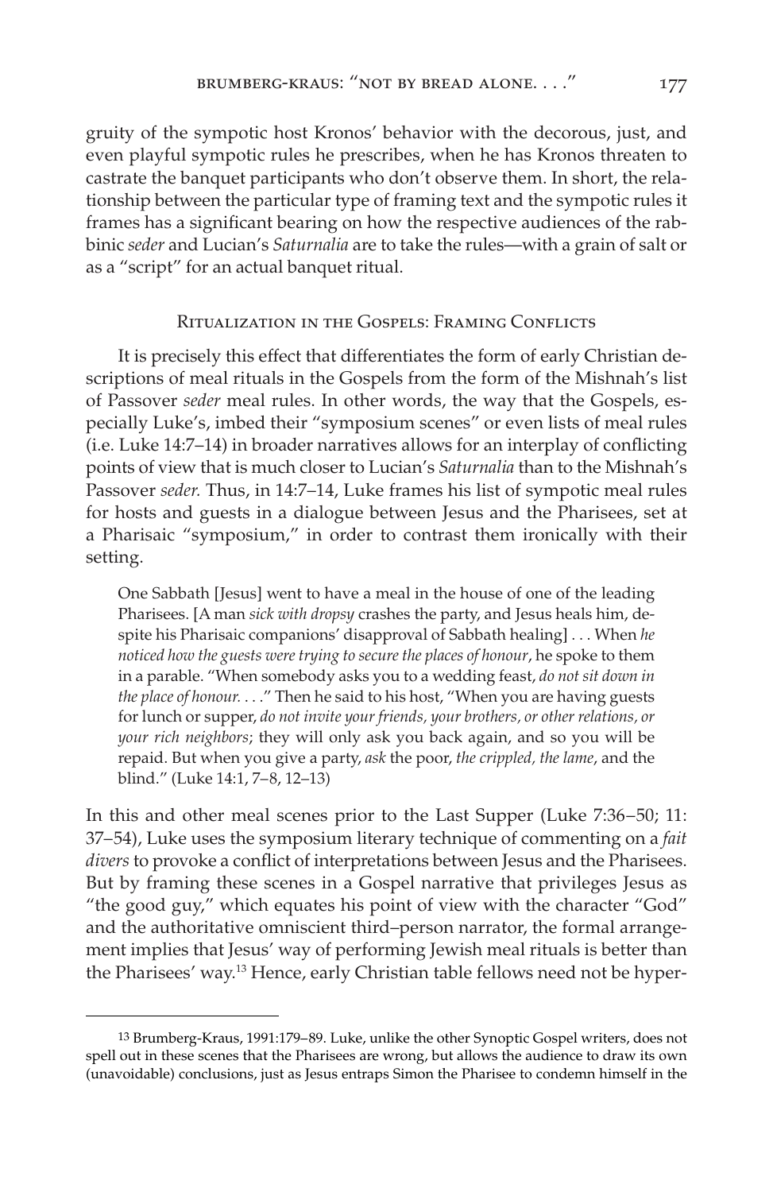gruity of the sympotic host Kronos' behavior with the decorous, just, and even playful sympotic rules he prescribes, when he has Kronos threaten to castrate the banquet participants who don't observe them. In short, the relationship between the particular type of framing text and the sympotic rules it frames has a significant bearing on how the respective audiences of the rabbinic *seder* and Lucian's *Saturnalia* are to take the rules—with a grain of salt or as a "script" for an actual banquet ritual.

## Ritualization in the Gospels: Framing Conflicts

It is precisely this effect that differentiates the form of early Christian descriptions of meal rituals in the Gospels from the form of the Mishnah's list of Passover *seder* meal rules. In other words, the way that the Gospels, especially Luke's, imbed their "symposium scenes" or even lists of meal rules (i.e. Luke 14:7–14) in broader narratives allows for an interplay of conflicting points of view that is much closer to Lucian's *Saturnalia* than to the Mishnah's Passover *seder.* Thus, in 14:7–14, Luke frames his list of sympotic meal rules for hosts and guests in a dialogue between Jesus and the Pharisees, set at a Pharisaic "symposium," in order to contrast them ironically with their setting.

> One Sabbath [Jesus] went to have a meal in the house of one of the leading Pharisees. [A man *sick with dropsy* crashes the party, and Jesus heals him, despite his Pharisaic companions' disapproval of Sabbath healing] . . . When *he noticed how the guests were trying to secure the places of honour*, he spoke to them in a parable. "When somebody asks you to a wedding feast, *do not sit down in the place of honour. . . .*" Then he said to his host, "When you are having guests for lunch or supper, *do not invite your friends, your brothers, or other relations, or your rich neighbors*; they will only ask you back again, and so you will be repaid. But when you give a party, *ask* the poor, *the crippled, the lame*, and the blind." (Luke 14:1, 7–8, 12–13)

In this and other meal scenes prior to the Last Supper (Luke 7:36–50; 11: 37–54), Luke uses the symposium literary technique of commenting on a *fait divers* to provoke a conflict of interpretations between Jesus and the Pharisees. But by framing these scenes in a Gospel narrative that privileges Jesus as "the good guy," which equates his point of view with the character "God" and the authoritative omniscient third–person narrator, the formal arrangement implies that Jesus' way of performing Jewish meal rituals is better than the Pharisees' way.[13] Hence, early Christian table fellows need not be hyper-

---

13 Brumberg-Kraus, 1991:179–89. Luke, unlike the other Synoptic Gospel writers, does not spell out in these scenes that the Pharisees are wrong, but allows the audience to draw its own (unavoidable) conclusions, just as Jesus entraps Simon the Pharisee to condemn himself in the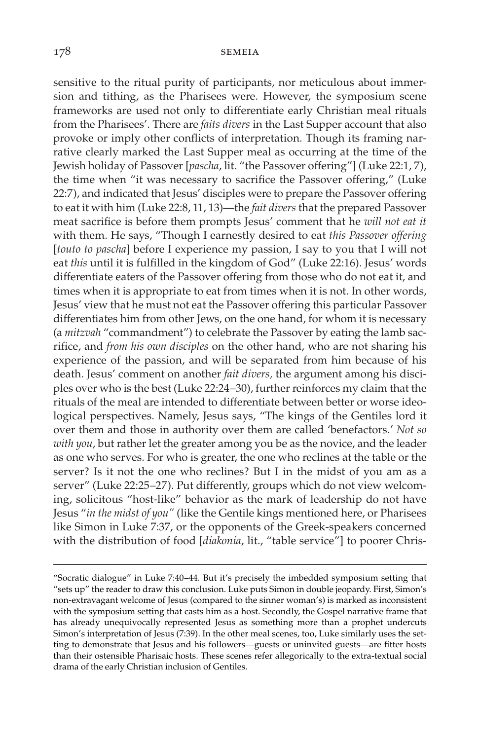sensitive to the ritual purity of participants, nor meticulous about immersion and tithing, as the Pharisees were. However, the symposium scene frameworks are used not only to differentiate early Christian meal rituals from the Pharisees'. There are *faits divers* in the Last Supper account that also provoke or imply other conflicts of interpretation. Though its framing narrative clearly marked the Last Supper meal as occurring at the time of the Jewish holiday of Passover [*pascha*, lit. "the Passover offering"] (Luke 22:1, 7), the time when "it was necessary to sacrifice the Passover offering," (Luke 22:7), and indicated that Jesus' disciples were to prepare the Passover offering to eat it with him (Luke 22:8, 11, 13)—the *fait divers* that the prepared Passover meat sacrifice is before them prompts Jesus' comment that he *will not eat it* with them. He says, "Though I earnestly desired to eat *this Passover offering* [*touto to pascha*] before I experience my passion, I say to you that I will not eat *this* until it is fulfilled in the kingdom of God" (Luke 22:16). Jesus' words differentiate eaters of the Passover offering from those who do not eat it, and times when it is appropriate to eat from times when it is not. In other words, Jesus' view that he must not eat the Passover offering this particular Passover differentiates him from other Jews, on the one hand, for whom it is necessary (a *mitzvah* "commandment") to celebrate the Passover by eating the lamb sacrifice, and *from his own disciples* on the other hand, who are not sharing his experience of the passion, and will be separated from him because of his death. Jesus' comment on another *fait divers,* the argument among his disciples over who is the best (Luke 22:24–30), further reinforces my claim that the rituals of the meal are intended to differentiate between better or worse ideological perspectives. Namely, Jesus says, "The kings of the Gentiles lord it over them and those in authority over them are called 'benefactors.' *Not so with you*, but rather let the greater among you be as the novice, and the leader as one who serves. For who is greater, the one who reclines at the table or the server? Is it not the one who reclines? But I in the midst of you am as a server" (Luke 22:25–27). Put differently, groups which do not view welcoming, solicitous "host-like" behavior as the mark of leadership do not have Jesus "*in the midst of you"* (like the Gentile kings mentioned here, or Pharisees like Simon in Luke 7:37, or the opponents of the Greek-speakers concerned with the distribution of food [*diakonia*, lit., "table service"] to poorer Chris-

---

"Socratic dialogue" in Luke 7:40–44. But it's precisely the imbedded symposium setting that "sets up" the reader to draw this conclusion. Luke puts Simon in double jeopardy. First, Simon's non-extravagant welcome of Jesus (compared to the sinner woman's) is marked as inconsistent with the symposium setting that casts him as a host. Secondly, the Gospel narrative frame that has already unequivocally represented Jesus as something more than a prophet undercuts Simon's interpretation of Jesus (7:39). In the other meal scenes, too, Luke similarly uses the setting to demonstrate that Jesus and his followers—guests or uninvited guests—are fitter hosts than their ostensible Pharisaic hosts. These scenes refer allegorically to the extra-textual social drama of the early Christian inclusion of Gentiles.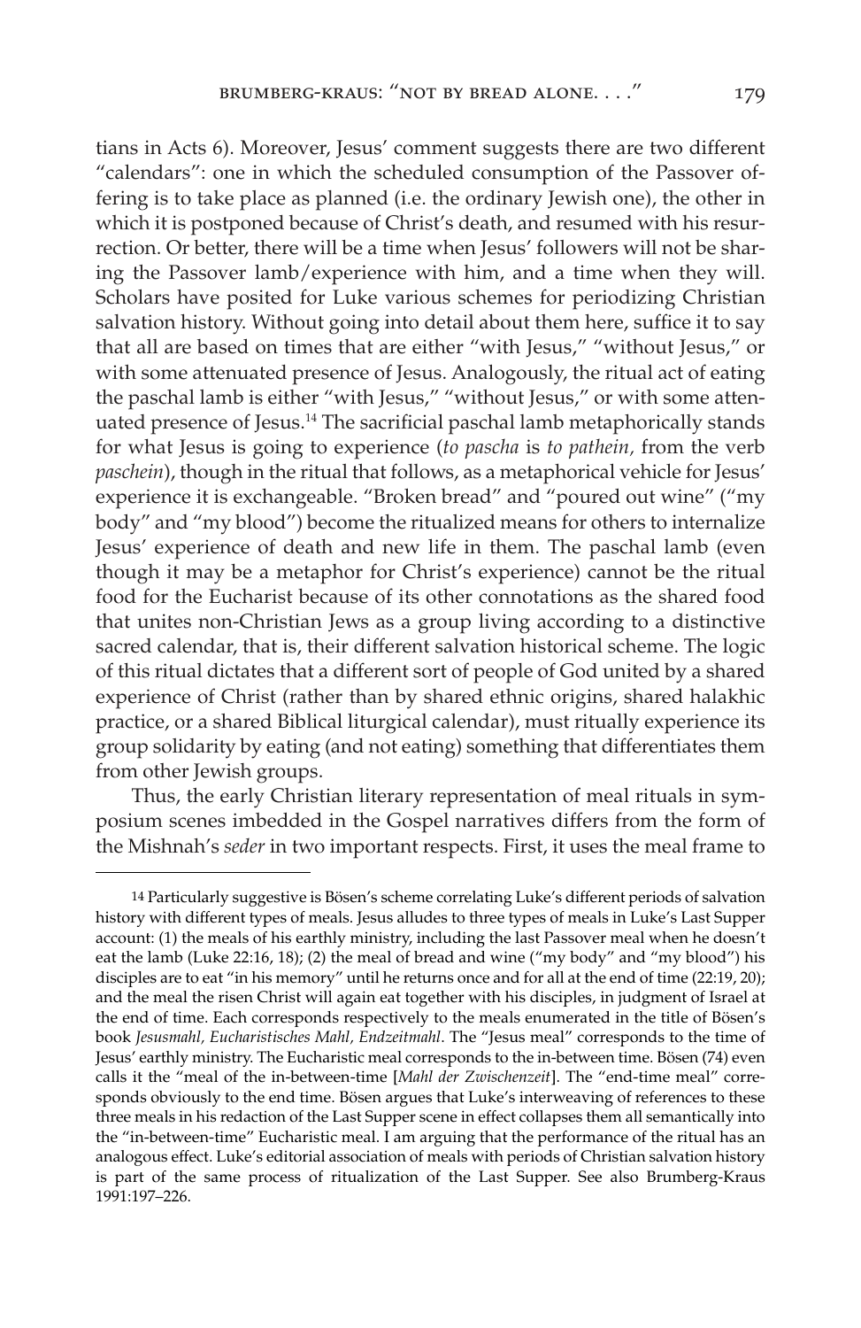tians in Acts 6). Moreover, Jesus' comment suggests there are two different "calendars": one in which the scheduled consumption of the Passover offering is to take place as planned (i.e. the ordinary Jewish one), the other in which it is postponed because of Christ's death, and resumed with his resurrection. Or better, there will be a time when Jesus' followers will not be sharing the Passover lamb/experience with him, and a time when they will. Scholars have posited for Luke various schemes for periodizing Christian salvation history. Without going into detail about them here, suffice it to say that all are based on times that are either "with Jesus," "without Jesus," or with some attenuated presence of Jesus. Analogously, the ritual act of eating the paschal lamb is either "with Jesus," "without Jesus," or with some attenuated presence of Jesus.[14] The sacrificial paschal lamb metaphorically stands for what Jesus is going to experience (*to pascha* is *to pathein,* from the verb *paschein*), though in the ritual that follows, as a metaphorical vehicle for Jesus' experience it is exchangeable. "Broken bread" and "poured out wine" ("my body" and "my blood") become the ritualized means for others to internalize Jesus' experience of death and new life in them. The paschal lamb (even though it may be a metaphor for Christ's experience) cannot be the ritual food for the Eucharist because of its other connotations as the shared food that unites non-Christian Jews as a group living according to a distinctive sacred calendar, that is, their different salvation historical scheme. The logic of this ritual dictates that a different sort of people of God united by a shared experience of Christ (rather than by shared ethnic origins, shared halakhic practice, or a shared Biblical liturgical calendar), must ritually experience its group solidarity by eating (and not eating) something that differentiates them from other Jewish groups.

Thus, the early Christian literary representation of meal rituals in symposium scenes imbedded in the Gospel narratives differs from the form of the Mishnah's *seder* in two important respects. First, it uses the meal frame to

---

14 Particularly suggestive is Bösen's scheme correlating Luke's different periods of salvation history with different types of meals. Jesus alludes to three types of meals in Luke's Last Supper account: (1) the meals of his earthly ministry, including the last Passover meal when he doesn't eat the lamb (Luke 22:16, 18); (2) the meal of bread and wine ("my body" and "my blood") his disciples are to eat "in his memory" until he returns once and for all at the end of time (22:19, 20); and the meal the risen Christ will again eat together with his disciples, in judgment of Israel at the end of time. Each corresponds respectively to the meals enumerated in the title of Bösen's book *Jesusmahl, Eucharistisches Mahl, Endzeitmahl*. The "Jesus meal" corresponds to the time of Jesus' earthly ministry. The Eucharistic meal corresponds to the in-between time. Bösen (74) even calls it the "meal of the in-between-time [*Mahl der Zwischenzeit*]. The "end-time meal" corresponds obviously to the end time. Bösen argues that Luke's interweaving of references to these three meals in his redaction of the Last Supper scene in effect collapses them all semantically into the "in-between-time" Eucharistic meal. I am arguing that the performance of the ritual has an analogous effect. Luke's editorial association of meals with periods of Christian salvation history is part of the same process of ritualization of the Last Supper. See also Brumberg-Kraus 1991:197–226.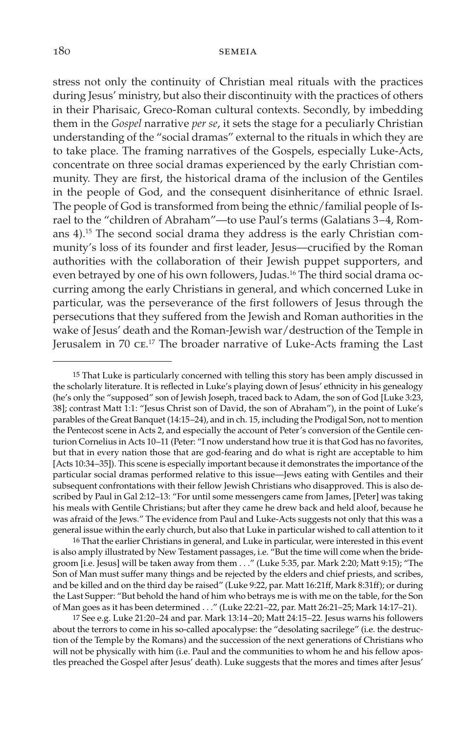stress not only the continuity of Christian meal rituals with the practices during Jesus' ministry, but also their discontinuity with the practices of others in their Pharisaic, Greco-Roman cultural contexts. Secondly, by imbedding them in the *Gospel* narrative *per se*, it sets the stage for a peculiarly Christian understanding of the "social dramas" external to the rituals in which they are to take place. The framing narratives of the Gospels, especially Luke-Acts, concentrate on three social dramas experienced by the early Christian community. They are first, the historical drama of the inclusion of the Gentiles in the people of God, and the consequent disinheritance of ethnic Israel. The people of God is transformed from being the ethnic/familial people of Israel to the "children of Abraham"—to use Paul's terms (Galatians 3–4, Romans 4).[15] The second social drama they address is the early Christian community's loss of its founder and first leader, Jesus—crucified by the Roman authorities with the collaboration of their Jewish puppet supporters, and even betrayed by one of his own followers, Judas.[16] The third social drama occurring among the early Christians in general, and which concerned Luke in particular, was the perseverance of the first followers of Jesus through the persecutions that they suffered from the Jewish and Roman authorities in the wake of Jesus' death and the Roman-Jewish war/destruction of the Temple in Jerusalem in 70 CE.[17] The broader narrative of Luke-Acts framing the Last

---

15 That Luke is particularly concerned with telling this story has been amply discussed in the scholarly literature. It is reflected in Luke's playing down of Jesus' ethnicity in his genealogy (he's only the "supposed" son of Jewish Joseph, traced back to Adam, the son of God [Luke 3:23, 38]; contrast Matt 1:1: "Jesus Christ son of David, the son of Abraham"), in the point of Luke's parables of the Great Banquet (14:15–24), and in ch. 15, including the Prodigal Son, not to mention the Pentecost scene in Acts 2, and especially the account of Peter's conversion of the Gentile centurion Cornelius in Acts 10–11 (Peter: "I now understand how true it is that God has no favorites, but that in every nation those that are god-fearing and do what is right are acceptable to him [Acts 10:34–35]). This scene is especially important because it demonstrates the importance of the particular social dramas performed relative to this issue—Jews eating with Gentiles and their subsequent confrontations with their fellow Jewish Christians who disapproved. This is also described by Paul in Gal 2:12–13: "For until some messengers came from James, [Peter] was taking his meals with Gentile Christians; but after they came he drew back and held aloof, because he was afraid of the Jews." The evidence from Paul and Luke-Acts suggests not only that this was a general issue within the early church, but also that Luke in particular wished to call attention to it

16 That the earlier Christians in general, and Luke in particular, were interested in this event is also amply illustrated by New Testament passages, i.e. "But the time will come when the bridegroom [i.e. Jesus] will be taken away from them . . ." (Luke 5:35, par. Mark 2:20; Matt 9:15); "The Son of Man must suffer many things and be rejected by the elders and chief priests, and scribes, and be killed and on the third day be raised" (Luke 9:22, par. Matt 16:21ff, Mark 8:31ff); or during the Last Supper: "But behold the hand of him who betrays me is with me on the table, for the Son of Man goes as it has been determined . . ." (Luke 22:21–22, par. Matt 26:21–25; Mark 14:17–21).

17 See e.g. Luke 21:20–24 and par. Mark 13:14–20; Matt 24:15–22. Jesus warns his followers about the terrors to come in his so-called apocalypse: the "desolating sacrilege" (i.e. the destruction of the Temple by the Romans) and the succession of the next generations of Christians who will not be physically with him (i.e. Paul and the communities to whom he and his fellow apostles preached the Gospel after Jesus' death). Luke suggests that the mores and times after Jesus'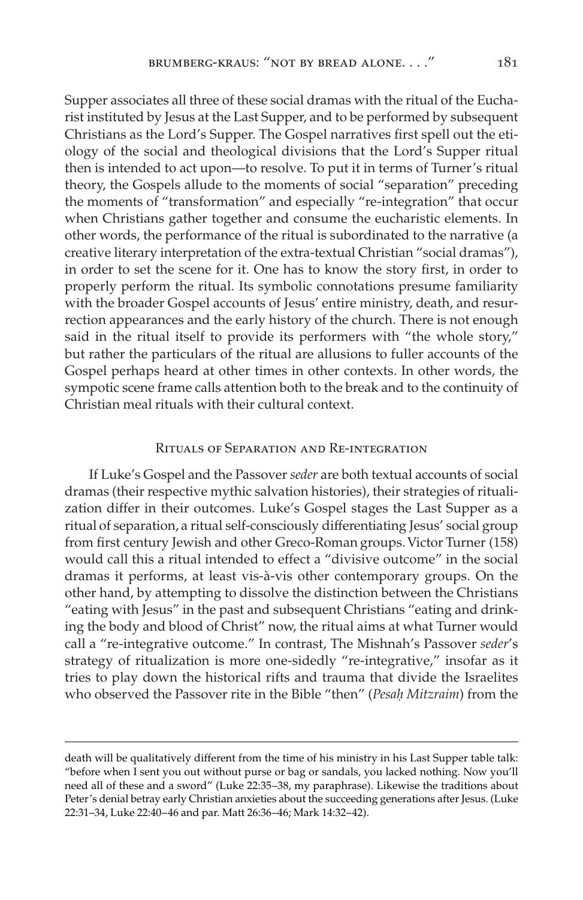Supper associates all three of these social dramas with the ritual of the Eucharist instituted by Jesus at the Last Supper, and to be performed by subsequent Christians as the Lord's Supper. The Gospel narratives first spell out the etiology of the social and theological divisions that the Lord's Supper ritual then is intended to act upon—to resolve. To put it in terms of Turner's ritual theory, the Gospels allude to the moments of social "separation" preceding the moments of "transformation" and especially "re-integration" that occur when Christians gather together and consume the eucharistic elements. In other words, the performance of the ritual is subordinated to the narrative (a creative literary interpretation of the extra-textual Christian "social dramas"), in order to set the scene for it. One has to know the story first, in order to properly perform the ritual. Its symbolic connotations presume familiarity with the broader Gospel accounts of Jesus' entire ministry, death, and resurrection appearances and the early history of the church. There is not enough said in the ritual itself to provide its performers with "the whole story," but rather the particulars of the ritual are allusions to fuller accounts of the Gospel perhaps heard at other times in other contexts. In other words, the sympotic scene frame calls attention both to the break and to the continuity of Christian meal rituals with their cultural context.

## Rituals of Separation and Re-integration

If Luke's Gospel and the Passover *seder* are both textual accounts of social dramas (their respective mythic salvation histories), their strategies of ritualization differ in their outcomes. Luke's Gospel stages the Last Supper as a ritual of separation, a ritual self-consciously differentiating Jesus' social group from first century Jewish and other Greco-Roman groups. Victor Turner (158) would call this a ritual intended to effect a "divisive outcome" in the social dramas it performs, at least vis-à-vis other contemporary groups. On the other hand, by attempting to dissolve the distinction between the Christians "eating with Jesus" in the past and subsequent Christians "eating and drinking the body and blood of Christ" now, the ritual aims at what Turner would call a "re-integrative outcome." In contrast, The Mishnah's Passover *seder*'s strategy of ritualization is more one-sidedly "re-integrative," insofar as it tries to play down the historical rifts and trauma that divide the Israelites who observed the Passover rite in the Bible "then" (*Pesaḥ Mitzraim*) from the

death will be qualitatively different from the time of his ministry in his Last Supper table talk: "before when I sent you out without purse or bag or sandals, you lacked nothing. Now you'll need all of these and a sword" (Luke 22:35–38, my paraphrase). Likewise the traditions about Peter's denial betray early Christian anxieties about the succeeding generations after Jesus. (Luke 22:31–34, Luke 22:40–46 and par. Matt 26:36–46; Mark 14:32–42).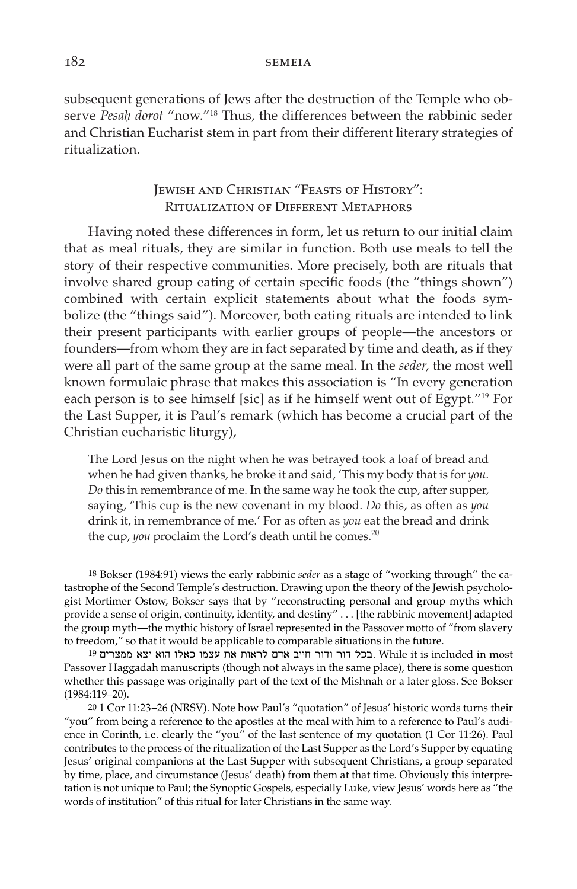subsequent generations of Jews after the destruction of the Temple who observe *Pesaḥ dorot* "now."[18] Thus, the differences between the rabbinic seder and Christian Eucharist stem in part from their different literary strategies of ritualization.

## Jewish and Christian "Feasts of History": Ritualization of Different Metaphors

Having noted these differences in form, let us return to our initial claim that as meal rituals, they are similar in function. Both use meals to tell the story of their respective communities. More precisely, both are rituals that involve shared group eating of certain specific foods (the "things shown") combined with certain explicit statements about what the foods symbolize (the "things said"). Moreover, both eating rituals are intended to link their present participants with earlier groups of people—the ancestors or founders—from whom they are in fact separated by time and death, as if they were all part of the same group at the same meal. In the *seder,* the most well known formulaic phrase that makes this association is "In every generation each person is to see himself [sic] as if he himself went out of Egypt."[19] For the Last Supper, it is Paul's remark (which has become a crucial part of the Christian eucharistic liturgy),

> The Lord Jesus on the night when he was betrayed took a loaf of bread and when he had given thanks, he broke it and said, 'This my body that is for *you*. *Do* this in remembrance of me. In the same way he took the cup, after supper, saying, 'This cup is the new covenant in my blood. *Do* this, as often as *you* drink it, in remembrance of me.' For as often as *you* eat the bread and drink the cup, *you* proclaim the Lord's death until he comes.[20]

---

[18] Bokser (1984:91) views the early rabbinic *seder* as a stage of "working through" the catastrophe of the Second Temple's destruction. Drawing upon the theory of the Jewish psychologist Mortimer Ostow, Bokser says that by "reconstructing personal and group myths which provide a sense of origin, continuity, identity, and destiny" . . . [the rabbinic movement] adapted the group myth—the mythic history of Israel represented in the Passover motto of "from slavery to freedom," so that it would be applicable to comparable situations in the future.

[19] בכל דור ודור חייב אדם לראות את עצמו כאלו הוא יצא ממצרים. While it is included in most Passover Haggadah manuscripts (though not always in the same place), there is some question whether this passage was originally part of the text of the Mishnah or a later gloss. See Bokser (1984:119–20).

[20] 1 Cor 11:23–26 (NRSV). Note how Paul's "quotation" of Jesus' historic words turns their "you" from being a reference to the apostles at the meal with him to a reference to Paul's audience in Corinth, i.e. clearly the "you" of the last sentence of my quotation (1 Cor 11:26). Paul contributes to the process of the ritualization of the Last Supper as the Lord's Supper by equating Jesus' original companions at the Last Supper with subsequent Christians, a group separated by time, place, and circumstance (Jesus' death) from them at that time. Obviously this interpretation is not unique to Paul; the Synoptic Gospels, especially Luke, view Jesus' words here as "the words of institution" of this ritual for later Christians in the same way.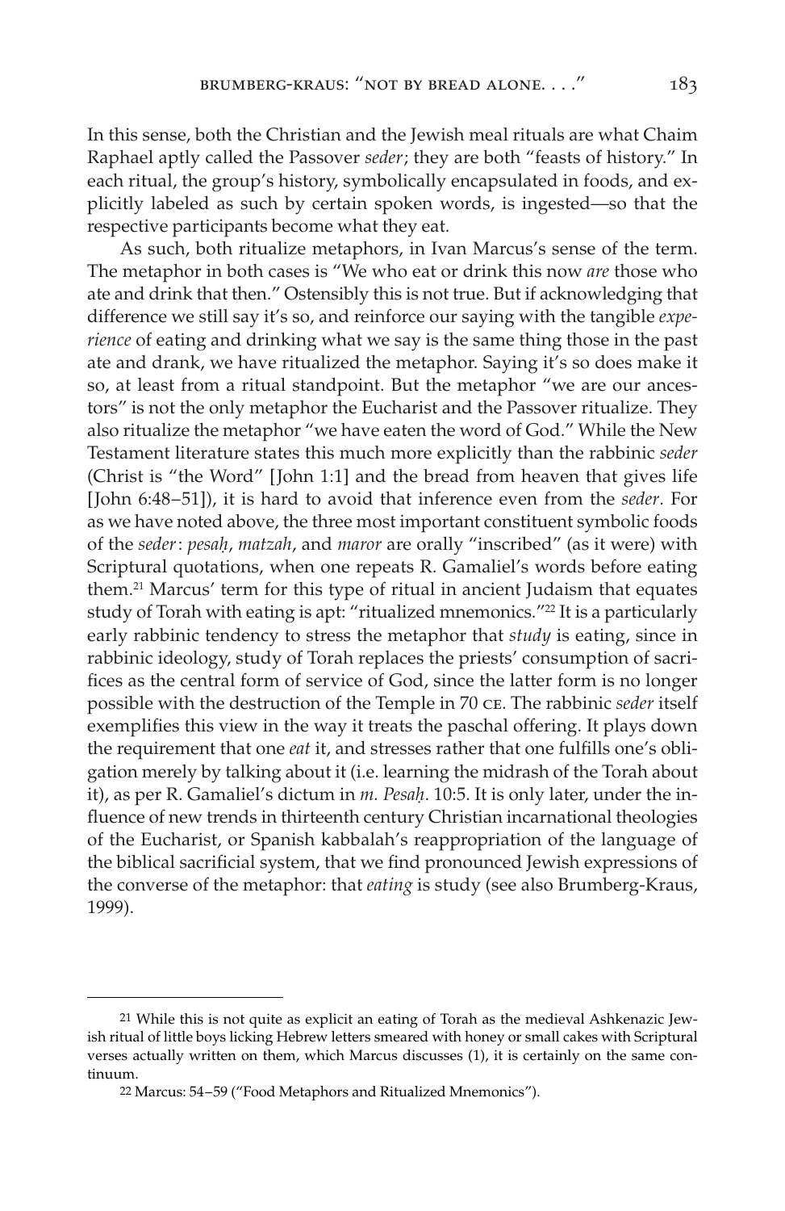In this sense, both the Christian and the Jewish meal rituals are what Chaim Raphael aptly called the Passover *seder*; they are both "feasts of history." In each ritual, the group's history, symbolically encapsulated in foods, and explicitly labeled as such by certain spoken words, is ingested—so that the respective participants become what they eat.

As such, both ritualize metaphors, in Ivan Marcus's sense of the term. The metaphor in both cases is "We who eat or drink this now *are* those who ate and drink that then." Ostensibly this is not true. But if acknowledging that difference we still say it's so, and reinforce our saying with the tangible *experience* of eating and drinking what we say is the same thing those in the past ate and drank, we have ritualized the metaphor. Saying it's so does make it so, at least from a ritual standpoint. But the metaphor "we are our ancestors" is not the only metaphor the Eucharist and the Passover ritualize. They also ritualize the metaphor "we have eaten the word of God." While the New Testament literature states this much more explicitly than the rabbinic *seder* (Christ is "the Word" [John 1:1] and the bread from heaven that gives life [John 6:48–51]), it is hard to avoid that inference even from the *seder*. For as we have noted above, the three most important constituent symbolic foods of the *seder*: *pesaḥ*, *matzah*, and *maror* are orally "inscribed" (as it were) with Scriptural quotations, when one repeats R. Gamaliel's words before eating them.[21] Marcus' term for this type of ritual in ancient Judaism that equates study of Torah with eating is apt: "ritualized mnemonics."[22] It is a particularly early rabbinic tendency to stress the metaphor that *study* is eating, since in rabbinic ideology, study of Torah replaces the priests' consumption of sacrifices as the central form of service of God, since the latter form is no longer possible with the destruction of the Temple in 70 CE. The rabbinic *seder* itself exemplifies this view in the way it treats the paschal offering. It plays down the requirement that one *eat* it, and stresses rather that one fulfills one's obligation merely by talking about it (i.e. learning the midrash of the Torah about it), as per R. Gamaliel's dictum in *m. Pesaḥ*. 10:5. It is only later, under the influence of new trends in thirteenth century Christian incarnational theologies of the Eucharist, or Spanish kabbalah's reappropriation of the language of the biblical sacrificial system, that we find pronounced Jewish expressions of the converse of the metaphor: that *eating* is study (see also Brumberg-Kraus, 1999).

---

21 While this is not quite as explicit an eating of Torah as the medieval Ashkenazic Jewish ritual of little boys licking Hebrew letters smeared with honey or small cakes with Scriptural verses actually written on them, which Marcus discusses (1), it is certainly on the same continuum.

22 Marcus: 54–59 ("Food Metaphors and Ritualized Mnemonics").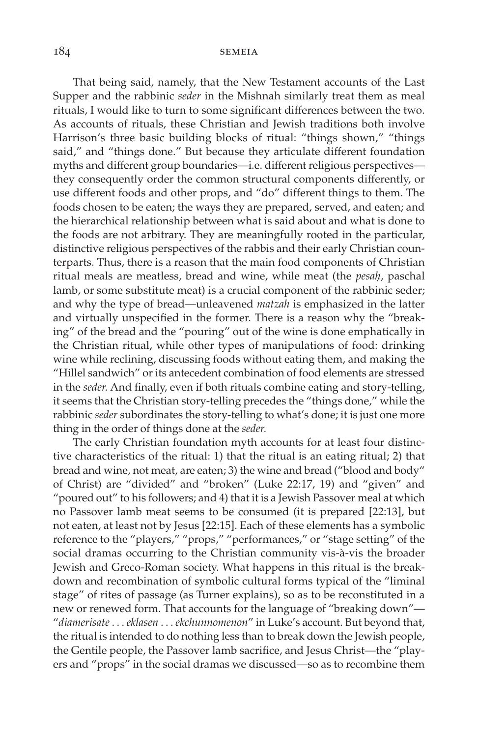That being said, namely, that the New Testament accounts of the Last Supper and the rabbinic *seder* in the Mishnah similarly treat them as meal rituals, I would like to turn to some significant differences between the two. As accounts of rituals, these Christian and Jewish traditions both involve Harrison's three basic building blocks of ritual: "things shown," "things said," and "things done." But because they articulate different foundation myths and different group boundaries—i.e. different religious perspectives—they consequently order the common structural components differently, or use different foods and other props, and "do" different things to them. The foods chosen to be eaten; the ways they are prepared, served, and eaten; and the hierarchical relationship between what is said about and what is done to the foods are not arbitrary. They are meaningfully rooted in the particular, distinctive religious perspectives of the rabbis and their early Christian counterparts. Thus, there is a reason that the main food components of Christian ritual meals are meatless, bread and wine, while meat (the *pesaḥ*, paschal lamb, or some substitute meat) is a crucial component of the rabbinic seder; and why the type of bread—unleavened *matzah* is emphasized in the latter and virtually unspecified in the former. There is a reason why the "breaking" of the bread and the "pouring" out of the wine is done emphatically in the Christian ritual, while other types of manipulations of food: drinking wine while reclining, discussing foods without eating them, and making the "Hillel sandwich" or its antecedent combination of food elements are stressed in the *seder.* And finally, even if both rituals combine eating and story-telling, it seems that the Christian story-telling precedes the "things done," while the rabbinic *seder* subordinates the story-telling to what's done; it is just one more thing in the order of things done at the *seder.*

The early Christian foundation myth accounts for at least four distinctive characteristics of the ritual: 1) that the ritual is an eating ritual; 2) that bread and wine, not meat, are eaten; 3) the wine and bread ("blood and body" of Christ) are "divided" and "broken" (Luke 22:17, 19) and "given" and "poured out" to his followers; and 4) that it is a Jewish Passover meal at which no Passover lamb meat seems to be consumed (it is prepared [22:13], but not eaten, at least not by Jesus [22:15]. Each of these elements has a symbolic reference to the "players," "props," "performances," or "stage setting" of the social dramas occurring to the Christian community vis-à-vis the broader Jewish and Greco-Roman society. What happens in this ritual is the breakdown and recombination of symbolic cultural forms typical of the "liminal stage" of rites of passage (as Turner explains), so as to be reconstituted in a new or renewed form. That accounts for the language of "breaking down"—"*diamerisate . . . eklasen . . . ekchunnomenon*" in Luke's account. But beyond that, the ritual is intended to do nothing less than to break down the Jewish people, the Gentile people, the Passover lamb sacrifice, and Jesus Christ—the "players and "props" in the social dramas we discussed—so as to recombine them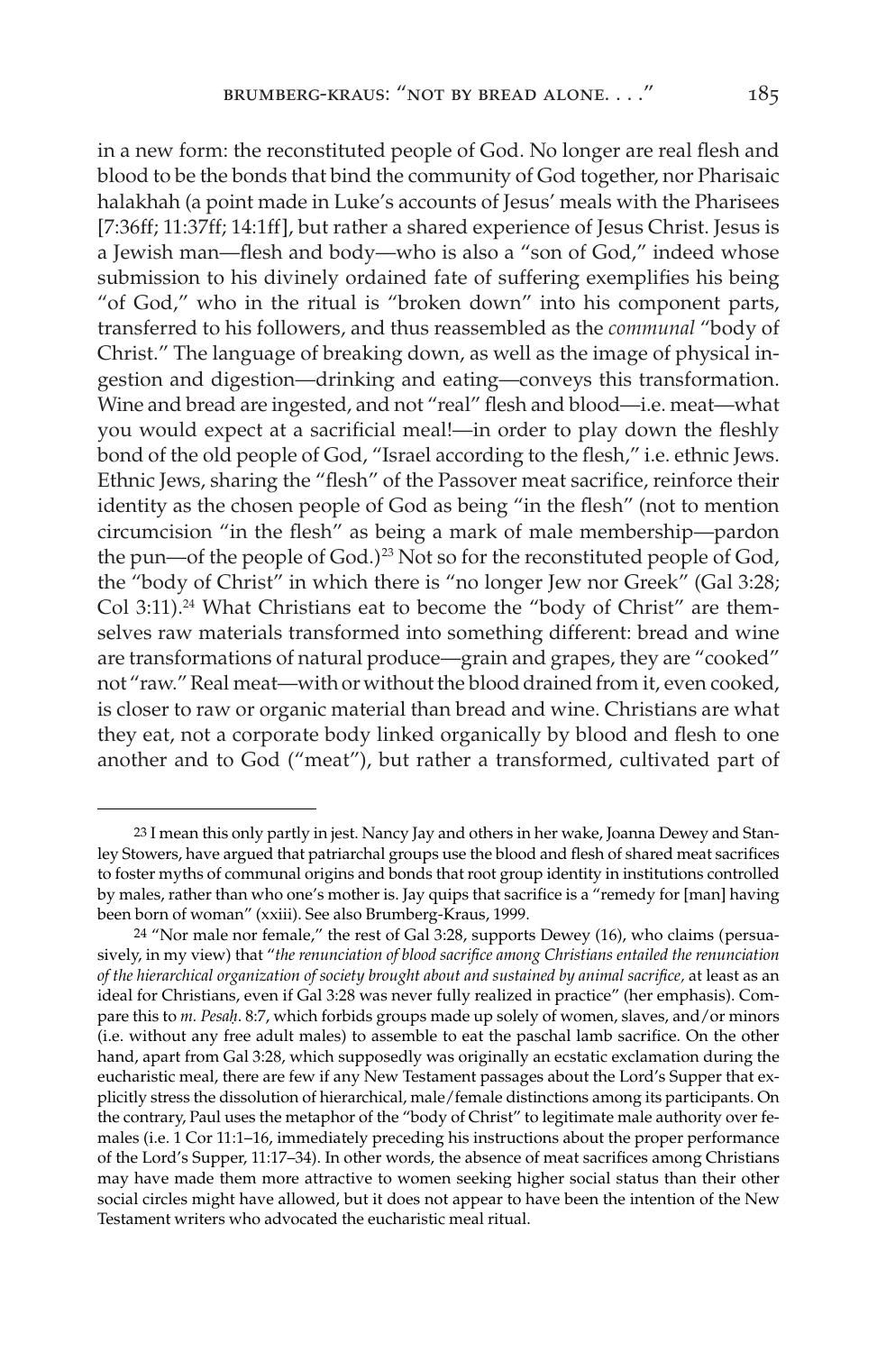in a new form: the reconstituted people of God. No longer are real flesh and blood to be the bonds that bind the community of God together, nor Pharisaic halakhah (a point made in Luke's accounts of Jesus' meals with the Pharisees [7:36ff; 11:37ff; 14:1ff], but rather a shared experience of Jesus Christ. Jesus is a Jewish man—flesh and body—who is also a "son of God," indeed whose submission to his divinely ordained fate of suffering exemplifies his being "of God," who in the ritual is "broken down" into his component parts, transferred to his followers, and thus reassembled as the *communal* "body of Christ." The language of breaking down, as well as the image of physical ingestion and digestion—drinking and eating—conveys this transformation. Wine and bread are ingested, and not "real" flesh and blood—i.e. meat—what you would expect at a sacrificial meal!—in order to play down the fleshly bond of the old people of God, "Israel according to the flesh," i.e. ethnic Jews. Ethnic Jews, sharing the "flesh" of the Passover meat sacrifice, reinforce their identity as the chosen people of God as being "in the flesh" (not to mention circumcision "in the flesh" as being a mark of male membership—pardon the pun—of the people of God.)[23] Not so for the reconstituted people of God, the "body of Christ" in which there is "no longer Jew nor Greek" (Gal 3:28; Col 3:11).[24] What Christians eat to become the "body of Christ" are themselves raw materials transformed into something different: bread and wine are transformations of natural produce—grain and grapes, they are "cooked" not "raw." Real meat—with or without the blood drained from it, even cooked, is closer to raw or organic material than bread and wine. Christians are what they eat, not a corporate body linked organically by blood and flesh to one another and to God ("meat"), but rather a transformed, cultivated part of

---

[23] I mean this only partly in jest. Nancy Jay and others in her wake, Joanna Dewey and Stanley Stowers, have argued that patriarchal groups use the blood and flesh of shared meat sacrifices to foster myths of communal origins and bonds that root group identity in institutions controlled by males, rather than who one's mother is. Jay quips that sacrifice is a "remedy for [man] having been born of woman" (xxiii). See also Brumberg-Kraus, 1999.

[24] "Nor male nor female," the rest of Gal 3:28, supports Dewey (16), who claims (persuasively, in my view) that "*the renunciation of blood sacrifice among Christians entailed the renunciation of the hierarchical organization of society brought about and sustained by animal sacrifice,* at least as an ideal for Christians, even if Gal 3:28 was never fully realized in practice" (her emphasis). Compare this to *m. Pesaḥ.* 8:7, which forbids groups made up solely of women, slaves, and/or minors (i.e. without any free adult males) to assemble to eat the paschal lamb sacrifice. On the other hand, apart from Gal 3:28, which supposedly was originally an ecstatic exclamation during the eucharistic meal, there are few if any New Testament passages about the Lord's Supper that explicitly stress the dissolution of hierarchical, male/female distinctions among its participants. On the contrary, Paul uses the metaphor of the "body of Christ" to legitimate male authority over females (i.e. 1 Cor 11:1–16, immediately preceding his instructions about the proper performance of the Lord's Supper, 11:17–34). In other words, the absence of meat sacrifices among Christians may have made them more attractive to women seeking higher social status than their other social circles might have allowed, but it does not appear to have been the intention of the New Testament writers who advocated the eucharistic meal ritual.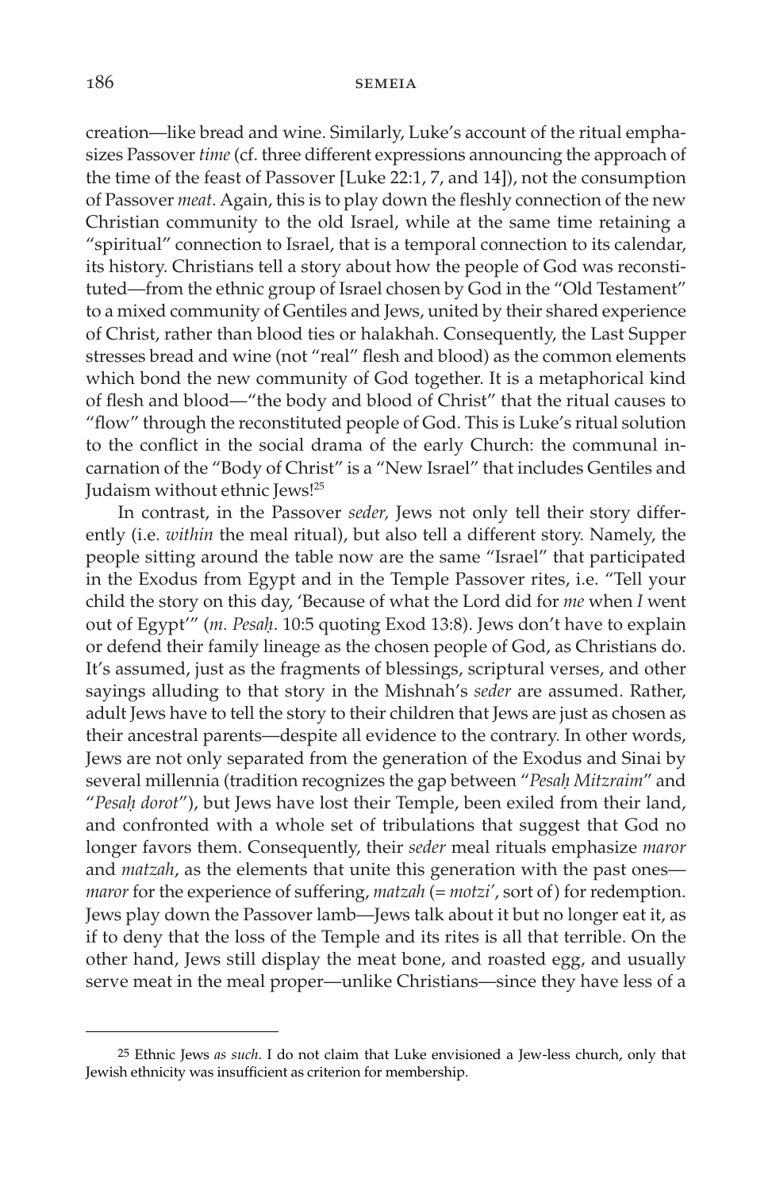creation—like bread and wine. Similarly, Luke's account of the ritual emphasizes Passover *time* (cf. three different expressions announcing the approach of the time of the feast of Passover [Luke 22:1, 7, and 14]), not the consumption of Passover *meat*. Again, this is to play down the fleshly connection of the new Christian community to the old Israel, while at the same time retaining a "spiritual" connection to Israel, that is a temporal connection to its calendar, its history. Christians tell a story about how the people of God was reconstituted—from the ethnic group of Israel chosen by God in the "Old Testament" to a mixed community of Gentiles and Jews, united by their shared experience of Christ, rather than blood ties or halakhah. Consequently, the Last Supper stresses bread and wine (not "real" flesh and blood) as the common elements which bond the new community of God together. It is a metaphorical kind of flesh and blood—"the body and blood of Christ" that the ritual causes to "flow" through the reconstituted people of God. This is Luke's ritual solution to the conflict in the social drama of the early Church: the communal incarnation of the "Body of Christ" is a "New Israel" that includes Gentiles and Judaism without ethnic Jews![25]

In contrast, in the Passover *seder,* Jews not only tell their story differently (i.e. *within* the meal ritual), but also tell a different story. Namely, the people sitting around the table now are the same "Israel" that participated in the Exodus from Egypt and in the Temple Passover rites, i.e. "Tell your child the story on this day, 'Because of what the Lord did for *me* when *I* went out of Egypt'" (*m. Pesaḥ*. 10:5 quoting Exod 13:8). Jews don't have to explain or defend their family lineage as the chosen people of God, as Christians do. It's assumed, just as the fragments of blessings, scriptural verses, and other sayings alluding to that story in the Mishnah's *seder* are assumed. Rather, adult Jews have to tell the story to their children that Jews are just as chosen as their ancestral parents—despite all evidence to the contrary. In other words, Jews are not only separated from the generation of the Exodus and Sinai by several millennia (tradition recognizes the gap between "*Pesaḥ Mitzraim*" and "*Pesaḥ dorot*"), but Jews have lost their Temple, been exiled from their land, and confronted with a whole set of tribulations that suggest that God no longer favors them. Consequently, their *seder* meal rituals emphasize *maror* and *matzah*, as the elements that unite this generation with the past ones—*maror* for the experience of suffering, *matzah* (= *motzi'*, sort of) for redemption. Jews play down the Passover lamb—Jews talk about it but no longer eat it, as if to deny that the loss of the Temple and its rites is all that terrible. On the other hand, Jews still display the meat bone, and roasted egg, and usually serve meat in the meal proper—unlike Christians—since they have less of a

---

[25] Ethnic Jews *as such*. I do not claim that Luke envisioned a Jew-less church, only that Jewish ethnicity was insufficient as criterion for membership.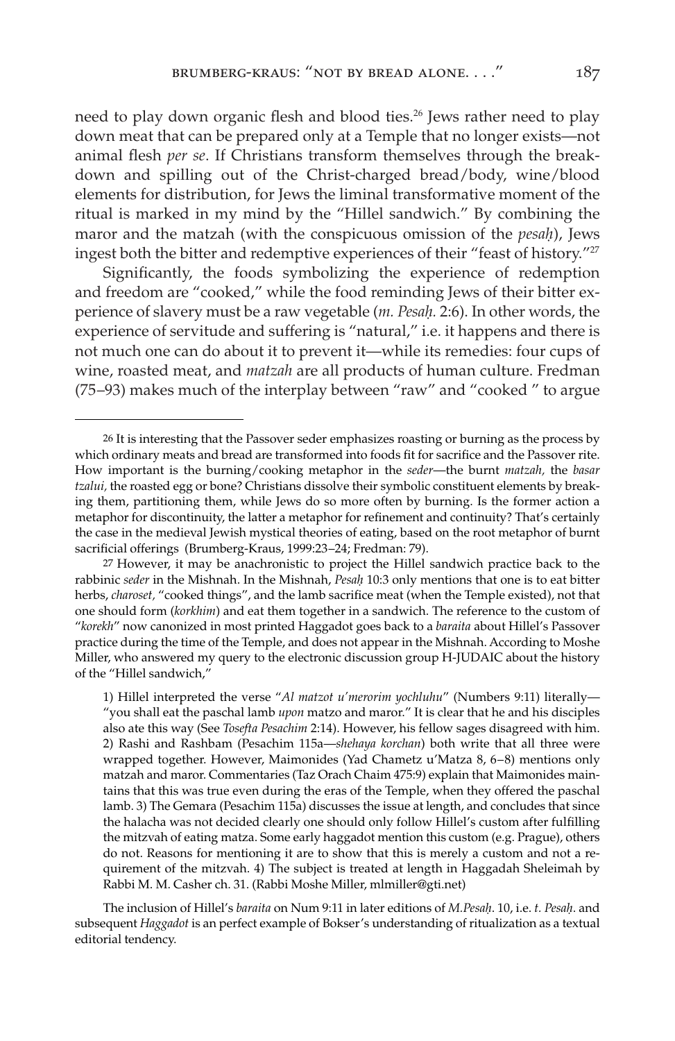need to play down organic flesh and blood ties.[26] Jews rather need to play down meat that can be prepared only at a Temple that no longer exists—not animal flesh *per se*. If Christians transform themselves through the breakdown and spilling out of the Christ-charged bread/body, wine/blood elements for distribution, for Jews the liminal transformative moment of the ritual is marked in my mind by the "Hillel sandwich." By combining the maror and the matzah (with the conspicuous omission of the *pesaḥ*), Jews ingest both the bitter and redemptive experiences of their "feast of history."[27]

Significantly, the foods symbolizing the experience of redemption and freedom are "cooked," while the food reminding Jews of their bitter experience of slavery must be a raw vegetable (*m. Pesaḥ.* 2:6). In other words, the experience of servitude and suffering is "natural," i.e. it happens and there is not much one can do about it to prevent it—while its remedies: four cups of wine, roasted meat, and *matzah* are all products of human culture. Fredman (75–93) makes much of the interplay between "raw" and "cooked " to argue

---

26 It is interesting that the Passover seder emphasizes roasting or burning as the process by which ordinary meats and bread are transformed into foods fit for sacrifice and the Passover rite. How important is the burning/cooking metaphor in the *seder*—the burnt *matzah,* the *basar tzalui,* the roasted egg or bone? Christians dissolve their symbolic constituent elements by breaking them, partitioning them, while Jews do so more often by burning. Is the former action a metaphor for discontinuity, the latter a metaphor for refinement and continuity? That's certainly the case in the medieval Jewish mystical theories of eating, based on the root metaphor of burnt sacrificial offerings (Brumberg-Kraus, 1999:23–24; Fredman: 79).

27 However, it may be anachronistic to project the Hillel sandwich practice back to the rabbinic *seder* in the Mishnah. In the Mishnah, *Pesaḥ* 10:3 only mentions that one is to eat bitter herbs, *charoset,* "cooked things", and the lamb sacrifice meat (when the Temple existed), not that one should form (*korkhim*) and eat them together in a sandwich. The reference to the custom of "*korekh*" now canonized in most printed Haggadot goes back to a *baraita* about Hillel's Passover practice during the time of the Temple, and does not appear in the Mishnah. According to Moshe Miller, who answered my query to the electronic discussion group H-JUDAIC about the history of the "Hillel sandwich,"

> 1) Hillel interpreted the verse "*Al matzot u'merorim yochluhu*" (Numbers 9:11) literally—"you shall eat the paschal lamb *upon* matzo and maror." It is clear that he and his disciples also ate this way (See *Tosefta Pesachim* 2:14). However, his fellow sages disagreed with him. 2) Rashi and Rashbam (Pesachim 115a—*shehaya korchan*) both write that all three were wrapped together. However, Maimonides (Yad Chametz u'Matza 8, 6–8) mentions only matzah and maror. Commentaries (Taz Orach Chaim 475:9) explain that Maimonides maintains that this was true even during the eras of the Temple, when they offered the paschal lamb. 3) The Gemara (Pesachim 115a) discusses the issue at length, and concludes that since the halacha was not decided clearly one should only follow Hillel's custom after fulfilling the mitzvah of eating matza. Some early haggadot mention this custom (e.g. Prague), others do not. Reasons for mentioning it are to show that this is merely a custom and not a requirement of the mitzvah. 4) The subject is treated at length in Haggadah Sheleimah by Rabbi M. M. Casher ch. 31. (Rabbi Moshe Miller, mlmiller@gti.net)

The inclusion of Hillel's *baraita* on Num 9:11 in later editions of *M.Pesaḥ*. 10, i.e. *t. Pesaḥ*. and subsequent *Haggadot* is an perfect example of Bokser's understanding of ritualization as a textual editorial tendency.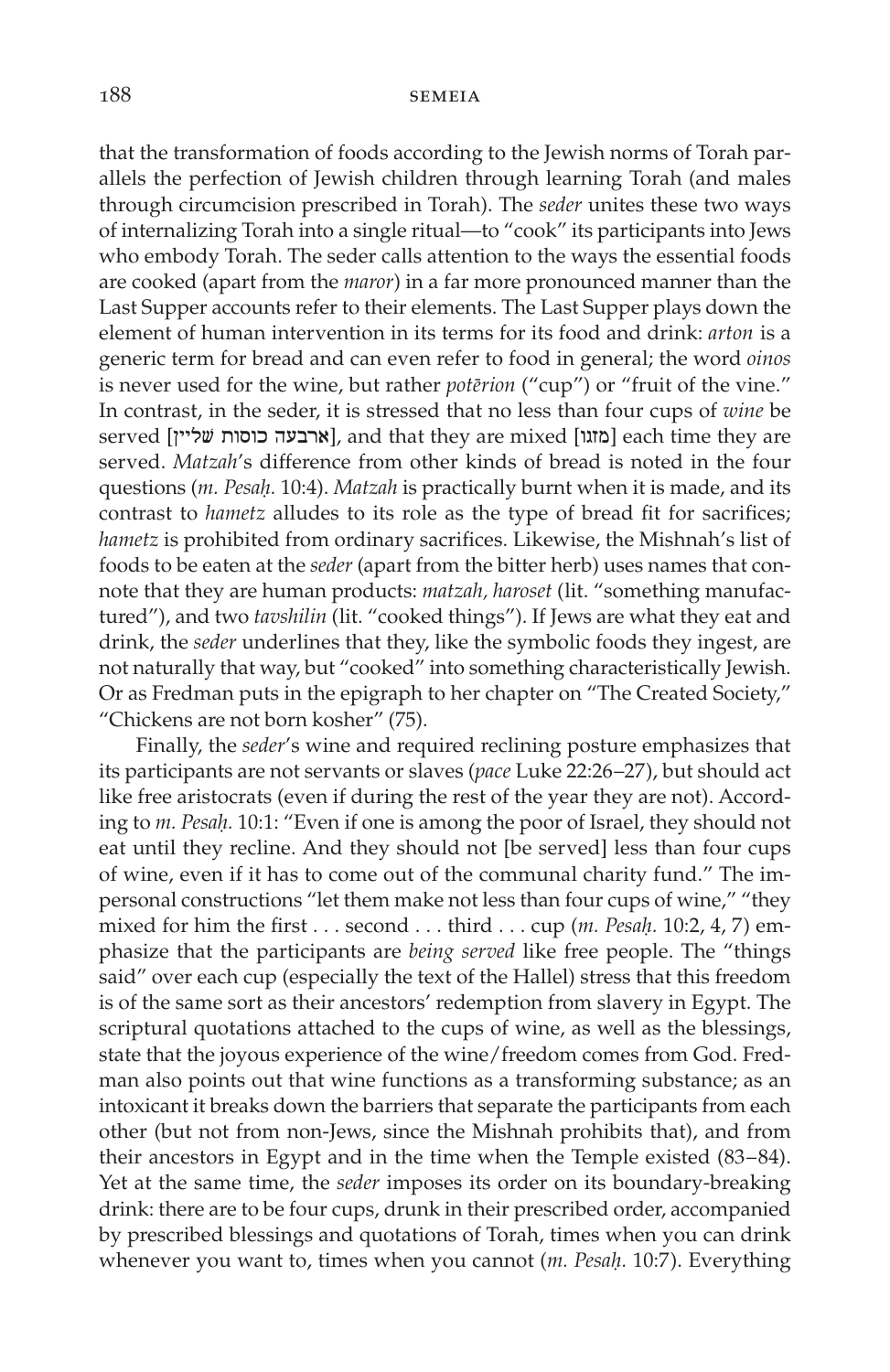that the transformation of foods according to the Jewish norms of Torah parallels the perfection of Jewish children through learning Torah (and males through circumcision prescribed in Torah). The *seder* unites these two ways of internalizing Torah into a single ritual—to "cook" its participants into Jews who embody Torah. The seder calls attention to the ways the essential foods are cooked (apart from the *maror*) in a far more pronounced manner than the Last Supper accounts refer to their elements. The Last Supper plays down the element of human intervention in its terms for its food and drink: *arton* is a generic term for bread and can even refer to food in general; the word *oinos* is never used for the wine, but rather *potērion* ("cup") or "fruit of the vine." In contrast, in the seder, it is stressed that no less than four cups of *wine* be served [ארבעה כוסות שׁליין], and that they are mixed [מזגוּ] each time they are served. *Matzah*'s difference from other kinds of bread is noted in the four questions (*m. Pesaḥ.* 10:4). *Matzah* is practically burnt when it is made, and its contrast to *hametz* alludes to its role as the type of bread fit for sacrifices; *hametz* is prohibited from ordinary sacrifices. Likewise, the Mishnah's list of foods to be eaten at the *seder* (apart from the bitter herb) uses names that connote that they are human products: *matzah, haroset* (lit. "something manufactured"), and two *tavshilin* (lit. "cooked things"). If Jews are what they eat and drink, the *seder* underlines that they, like the symbolic foods they ingest, are not naturally that way, but "cooked" into something characteristically Jewish. Or as Fredman puts in the epigraph to her chapter on "The Created Society," "Chickens are not born kosher" (75).

Finally, the *seder*'s wine and required reclining posture emphasizes that its participants are not servants or slaves (*pace* Luke 22:26–27), but should act like free aristocrats (even if during the rest of the year they are not). According to *m. Pesaḥ.* 10:1: "Even if one is among the poor of Israel, they should not eat until they recline. And they should not [be served] less than four cups of wine, even if it has to come out of the communal charity fund." The impersonal constructions "let them make not less than four cups of wine," "they mixed for him the first . . . second . . . third . . . cup (*m. Pesaḥ.* 10:2, 4, 7) emphasize that the participants are *being served* like free people. The "things said" over each cup (especially the text of the Hallel) stress that this freedom is of the same sort as their ancestors' redemption from slavery in Egypt. The scriptural quotations attached to the cups of wine, as well as the blessings, state that the joyous experience of the wine/freedom comes from God. Fredman also points out that wine functions as a transforming substance; as an intoxicant it breaks down the barriers that separate the participants from each other (but not from non-Jews, since the Mishnah prohibits that), and from their ancestors in Egypt and in the time when the Temple existed (83–84). Yet at the same time, the *seder* imposes its order on its boundary-breaking drink: there are to be four cups, drunk in their prescribed order, accompanied by prescribed blessings and quotations of Torah, times when you can drink whenever you want to, times when you cannot (*m. Pesaḥ.* 10:7). Everything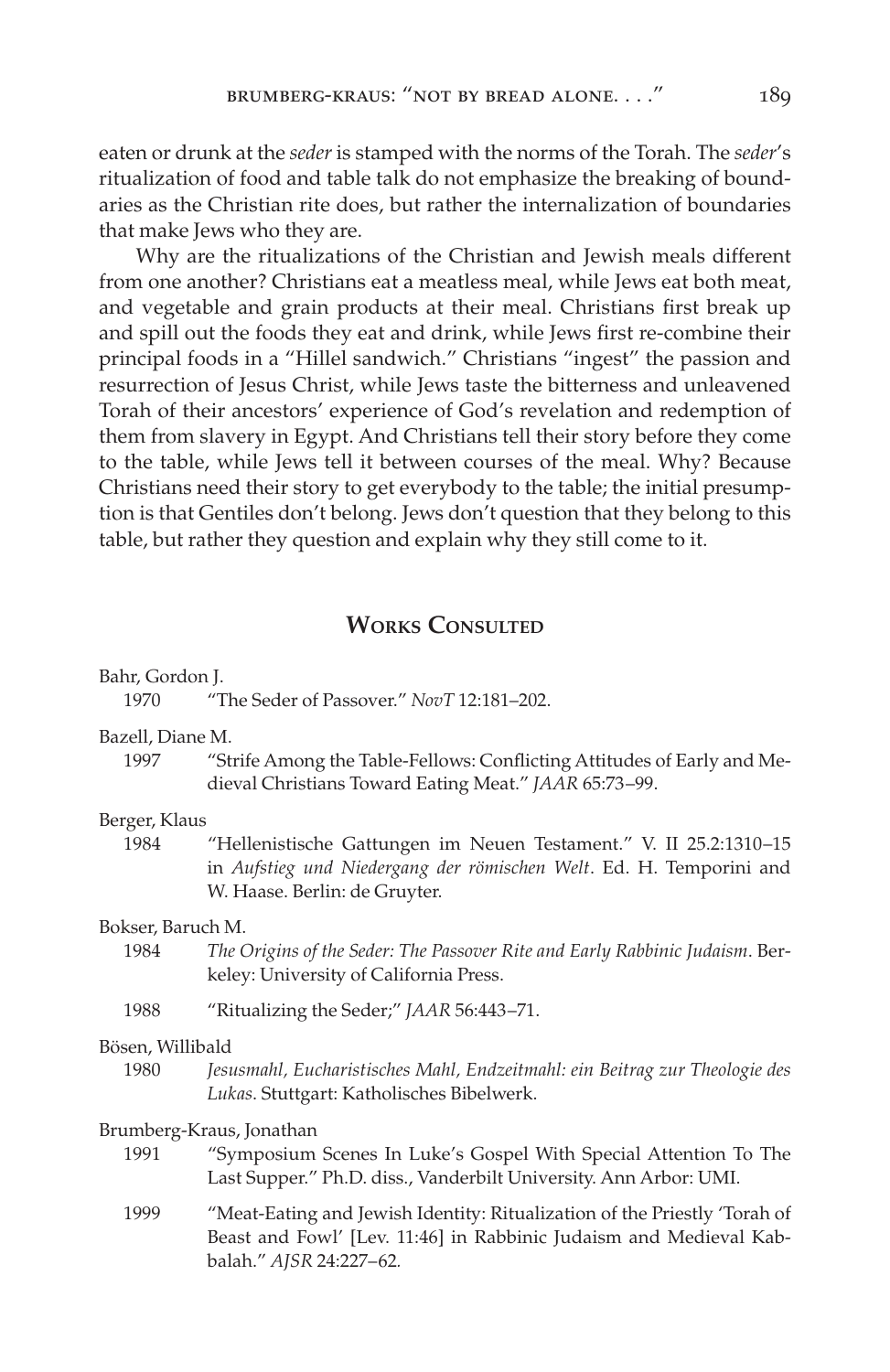eaten or drunk at the *seder* is stamped with the norms of the Torah. The *seder*'s ritualization of food and table talk do not emphasize the breaking of boundaries as the Christian rite does, but rather the internalization of boundaries that make Jews who they are.

Why are the ritualizations of the Christian and Jewish meals different from one another? Christians eat a meatless meal, while Jews eat both meat, and vegetable and grain products at their meal. Christians first break up and spill out the foods they eat and drink, while Jews first re-combine their principal foods in a "Hillel sandwich." Christians "ingest" the passion and resurrection of Jesus Christ, while Jews taste the bitterness and unleavened Torah of their ancestors' experience of God's revelation and redemption of them from slavery in Egypt. And Christians tell their story before they come to the table, while Jews tell it between courses of the meal. Why? Because Christians need their story to get everybody to the table; the initial presumption is that Gentiles don't belong. Jews don't question that they belong to this table, but rather they question and explain why they still come to it.

## Works Consulted

Bahr, Gordon J.

1970 "The Seder of Passover." *NovT* 12:181–202.

Bazell, Diane M.

1997 "Strife Among the Table-Fellows: Conflicting Attitudes of Early and Medieval Christians Toward Eating Meat." *JAAR* 65:73–99.

Berger, Klaus

1984 "Hellenistische Gattungen im Neuen Testament." V. II 25.2:1310–15 in *Aufstieg und Niedergang der römischen Welt*. Ed. H. Temporini and W. Haase. Berlin: de Gruyter.

Bokser, Baruch M.

1984 *The Origins of the Seder: The Passover Rite and Early Rabbinic Judaism*. Berkeley: University of California Press.

1988 "Ritualizing the Seder;" *JAAR* 56:443–71.

Bösen, Willibald

1980 *Jesusmahl, Eucharistisches Mahl, Endzeitmahl: ein Beitrag zur Theologie des Lukas*. Stuttgart: Katholisches Bibelwerk.

Brumberg-Kraus, Jonathan

1991 "Symposium Scenes In Luke's Gospel With Special Attention To The Last Supper." Ph.D. diss., Vanderbilt University. Ann Arbor: UMI.

1999 "Meat-Eating and Jewish Identity: Ritualization of the Priestly 'Torah of Beast and Fowl' [Lev. 11:46] in Rabbinic Judaism and Medieval Kabbalah." *AJSR* 24:227–62.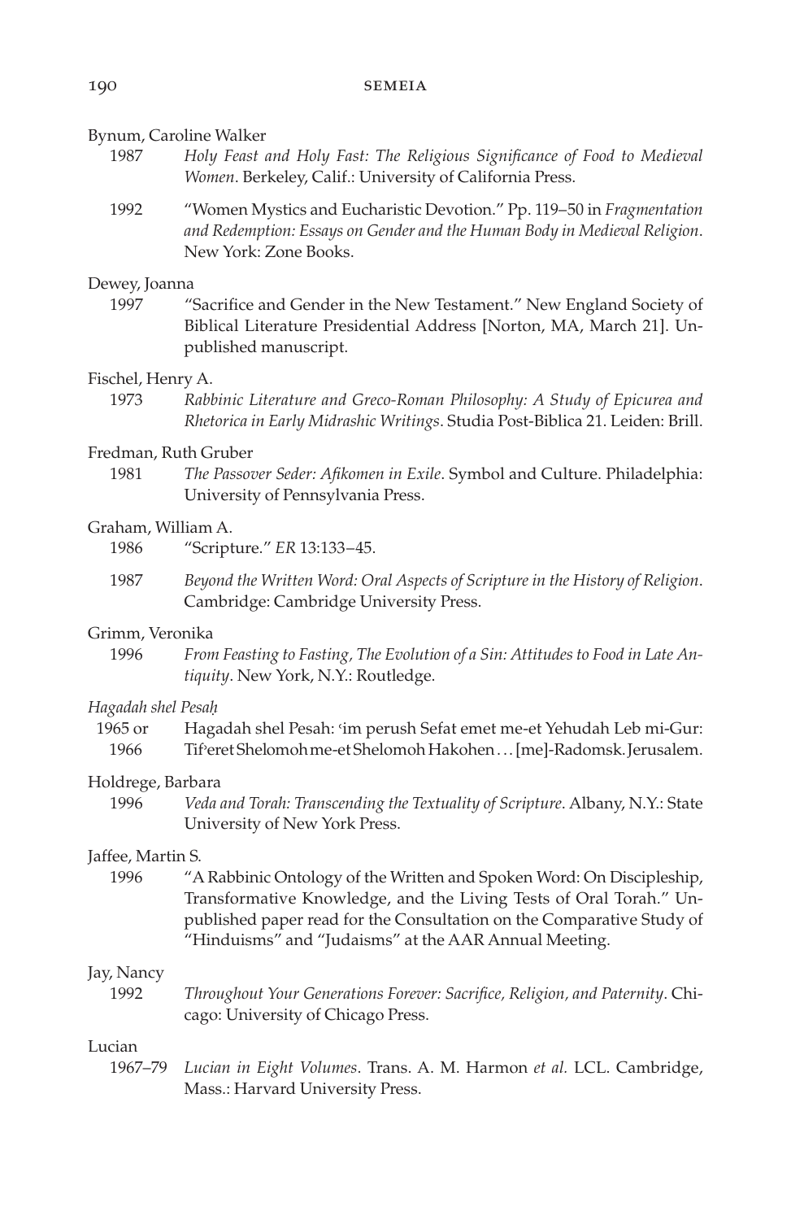Bynum, Caroline Walker

1987 *Holy Feast and Holy Fast: The Religious Significance of Food to Medieval Women*. Berkeley, Calif.: University of California Press.

1992 "Women Mystics and Eucharistic Devotion." Pp. 119–50 in *Fragmentation and Redemption: Essays on Gender and the Human Body in Medieval Religion*. New York: Zone Books.

Dewey, Joanna

1997 "Sacrifice and Gender in the New Testament." New England Society of Biblical Literature Presidential Address [Norton, MA, March 21]. Unpublished manuscript.

Fischel, Henry A.

1973 *Rabbinic Literature and Greco-Roman Philosophy: A Study of Epicurea and Rhetorica in Early Midrashic Writings*. Studia Post-Biblica 21. Leiden: Brill.

Fredman, Ruth Gruber

1981 *The Passover Seder: Afikomen in Exile*. Symbol and Culture. Philadelphia: University of Pennsylvania Press.

Graham, William A.

1986 "Scripture." *ER* 13:133–45.

1987 *Beyond the Written Word: Oral Aspects of Scripture in the History of Religion*. Cambridge: Cambridge University Press.

Grimm, Veronika

1996 *From Feasting to Fasting, The Evolution of a Sin: Attitudes to Food in Late Antiquity*. New York, N.Y.: Routledge.

*Hagadah shel Pesaḥ*

1965 or 1966 Hagadah shel Pesah: ʿim perush Sefat emet me-et Yehudah Leb mi-Gur: Tifʾeret Shelomoh me-et Shelomoh Hakohen . . . [me]-Radomsk. Jerusalem.

Holdrege, Barbara

1996 *Veda and Torah: Transcending the Textuality of Scripture*. Albany, N.Y.: State University of New York Press.

Jaffee, Martin S.

1996 "A Rabbinic Ontology of the Written and Spoken Word: On Discipleship, Transformative Knowledge, and the Living Tests of Oral Torah." Unpublished paper read for the Consultation on the Comparative Study of "Hinduisms" and "Judaisms" at the AAR Annual Meeting.

Jay, Nancy

1992 *Throughout Your Generations Forever: Sacrifice, Religion, and Paternity*. Chicago: University of Chicago Press.

Lucian

1967–79 *Lucian in Eight Volumes*. Trans. A. M. Harmon *et al.* LCL. Cambridge, Mass.: Harvard University Press.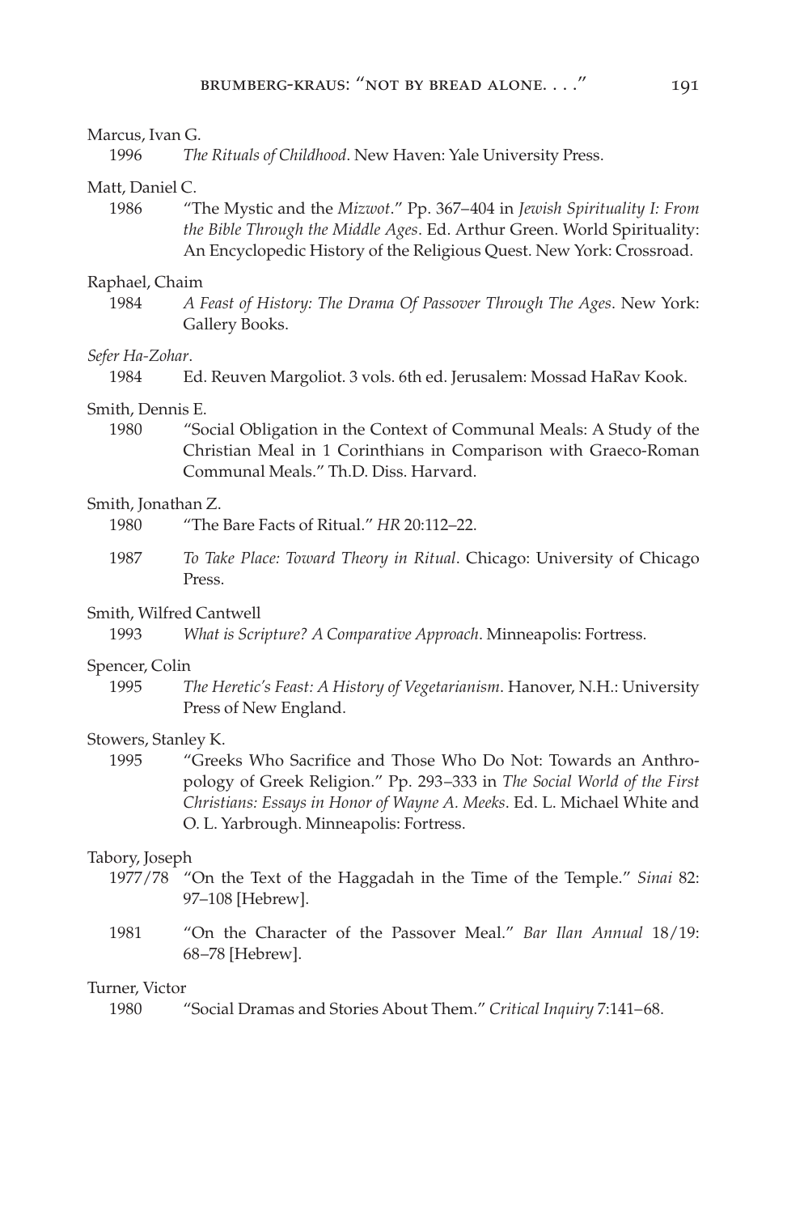Marcus, Ivan G.

1996 *The Rituals of Childhood*. New Haven: Yale University Press.

Matt, Daniel C.

1986 "The Mystic and the *Mizwot*." Pp. 367–404 in *Jewish Spirituality I: From the Bible Through the Middle Ages*. Ed. Arthur Green. World Spirituality: An Encyclopedic History of the Religious Quest. New York: Crossroad.

Raphael, Chaim

1984 *A Feast of History: The Drama Of Passover Through The Ages*. New York: Gallery Books.

*Sefer Ha-Zohar*.

1984 Ed. Reuven Margoliot. 3 vols. 6th ed. Jerusalem: Mossad HaRav Kook.

Smith, Dennis E.

1980 "Social Obligation in the Context of Communal Meals: A Study of the Christian Meal in 1 Corinthians in Comparison with Graeco-Roman Communal Meals." Th.D. Diss. Harvard.

Smith, Jonathan Z.

1980 "The Bare Facts of Ritual." *HR* 20:112–22.

1987 *To Take Place: Toward Theory in Ritual*. Chicago: University of Chicago Press.

Smith, Wilfred Cantwell

1993 *What is Scripture? A Comparative Approach*. Minneapolis: Fortress.

Spencer, Colin

1995 *The Heretic's Feast: A History of Vegetarianism*. Hanover, N.H.: University Press of New England.

Stowers, Stanley K.

1995 "Greeks Who Sacrifice and Those Who Do Not: Towards an Anthropology of Greek Religion." Pp. 293–333 in *The Social World of the First Christians: Essays in Honor of Wayne A. Meeks*. Ed. L. Michael White and O. L. Yarbrough. Minneapolis: Fortress.

Tabory, Joseph

1977/78 "On the Text of the Haggadah in the Time of the Temple." *Sinai* 82: 97–108 [Hebrew].

1981 "On the Character of the Passover Meal." *Bar Ilan Annual* 18/19: 68–78 [Hebrew].

Turner, Victor

1980 "Social Dramas and Stories About Them." *Critical Inquiry* 7:141–68.